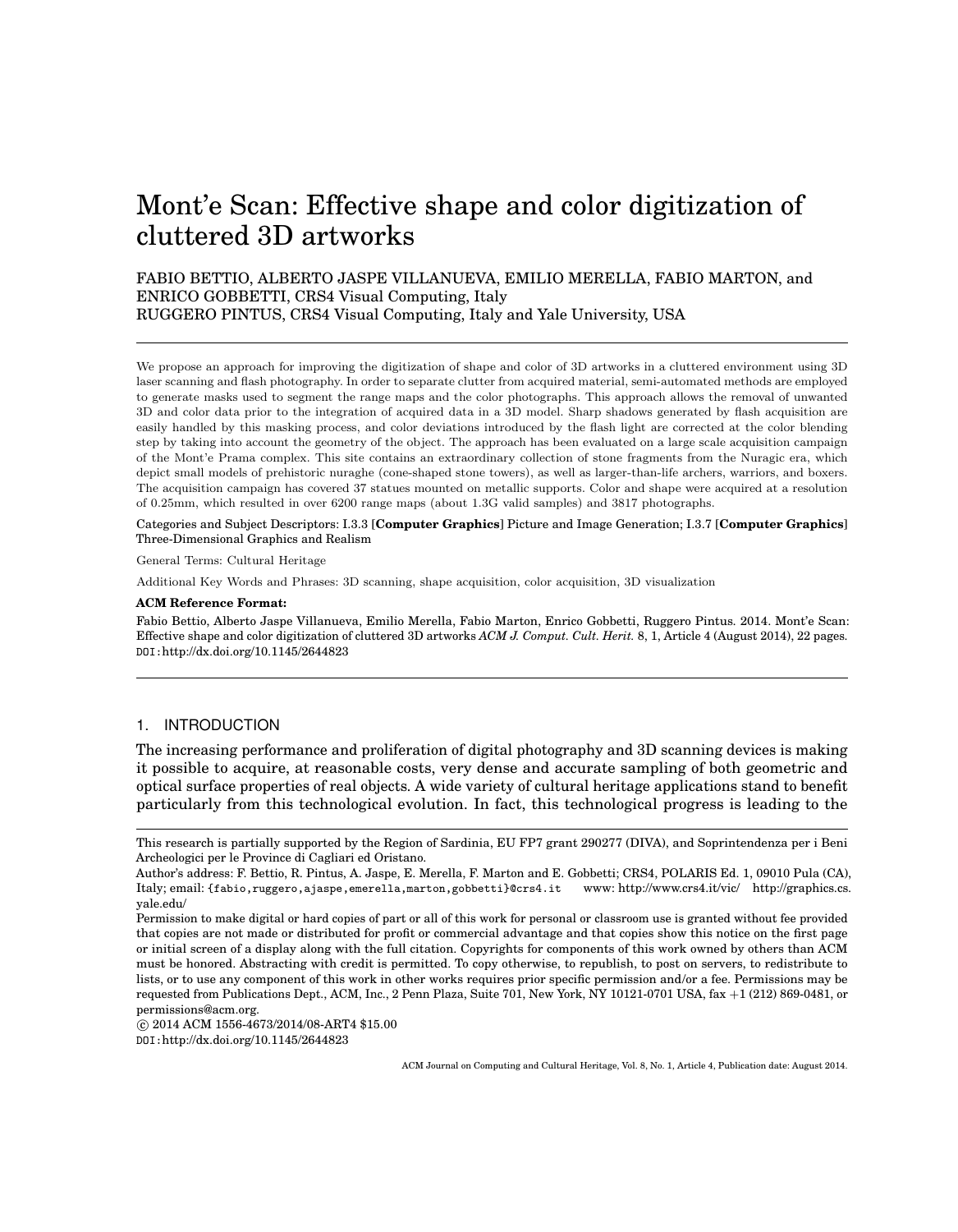# Mont'e Scan: Effective shape and color digitization of cluttered 3D artworks

FABIO BETTIO, ALBERTO JASPE VILLANUEVA, EMILIO MERELLA, FABIO MARTON, and ENRICO GOBBETTI, CRS4 Visual Computing, Italy
RUGGERO PINTUS, CRS4 Visual Computing, Italy and Yale University, USA

---

We propose an approach for improving the digitization of shape and color of 3D artworks in a cluttered environment using 3D laser scanning and flash photography. In order to separate clutter from acquired material, semi-automated methods are employed to generate masks used to segment the range maps and the color photographs. This approach allows the removal of unwanted 3D and color data prior to the integration of acquired data in a 3D model. Sharp shadows generated by flash acquisition are easily handled by this masking process, and color deviations introduced by the flash light are corrected at the color blending step by taking into account the geometry of the object. The approach has been evaluated on a large scale acquisition campaign of the Mont'e Prama complex. This site contains an extraordinary collection of stone fragments from the Nuragic era, which depict small models of prehistoric nuraghe (cone-shaped stone towers), as well as larger-than-life archers, warriors, and boxers. The acquisition campaign has covered 37 statues mounted on metallic supports. Color and shape were acquired at a resolution of 0.25mm, which resulted in over 6200 range maps (about 1.3G valid samples) and 3817 photographs.

Categories and Subject Descriptors: I.3.3 [**Computer Graphics**] Picture and Image Generation; I.3.7 [**Computer Graphics**] Three-Dimensional Graphics and Realism

General Terms: Cultural Heritage

Additional Key Words and Phrases: 3D scanning, shape acquisition, color acquisition, 3D visualization

**ACM Reference Format:**

Fabio Bettio, Alberto Jaspe Villanueva, Emilio Merella, Fabio Marton, Enrico Gobbetti, Ruggero Pintus. 2014. Mont'e Scan: Effective shape and color digitization of cluttered 3D artworks *ACM J. Comput. Cult. Herit.* 8, 1, Article 4 (August 2014), 22 pages.
DOI:http://dx.doi.org/10.1145/2644823

---

## 1. INTRODUCTION

The increasing performance and proliferation of digital photography and 3D scanning devices is making it possible to acquire, at reasonable costs, very dense and accurate sampling of both geometric and optical surface properties of real objects. A wide variety of cultural heritage applications stand to benefit particularly from this technological evolution. In fact, this technological progress is leading to the

---

This research is partially supported by the Region of Sardinia, EU FP7 grant 290277 (DIVA), and Soprintendenza per i Beni Archeologici per le Province di Cagliari ed Oristano.

Author's address: F. Bettio, R. Pintus, A. Jaspe, E. Merella, F. Marton and E. Gobbetti; CRS4, POLARIS Ed. 1, 09010 Pula (CA), Italy; email: {fabio,ruggero,ajaspe,emerella,marton,gobbetti}@crs4.it www: http://www.crs4.it/vic/ http://graphics.cs.yale.edu/

Permission to make digital or hard copies of part or all of this work for personal or classroom use is granted without fee provided that copies are not made or distributed for profit or commercial advantage and that copies show this notice on the first page or initial screen of a display along with the full citation. Copyrights for components of this work owned by others than ACM must be honored. Abstracting with credit is permitted. To copy otherwise, to republish, to post on servers, to redistribute to lists, or to use any component of this work in other works requires prior specific permission and/or a fee. Permissions may be requested from Publications Dept., ACM, Inc., 2 Penn Plaza, Suite 701, New York, NY 10121-0701 USA, fax +1 (212) 869-0481, or permissions@acm.org.

© 2014 ACM 1556-4673/2014/08-ART4 $15.00
DOI:http://dx.doi.org/10.1145/2644823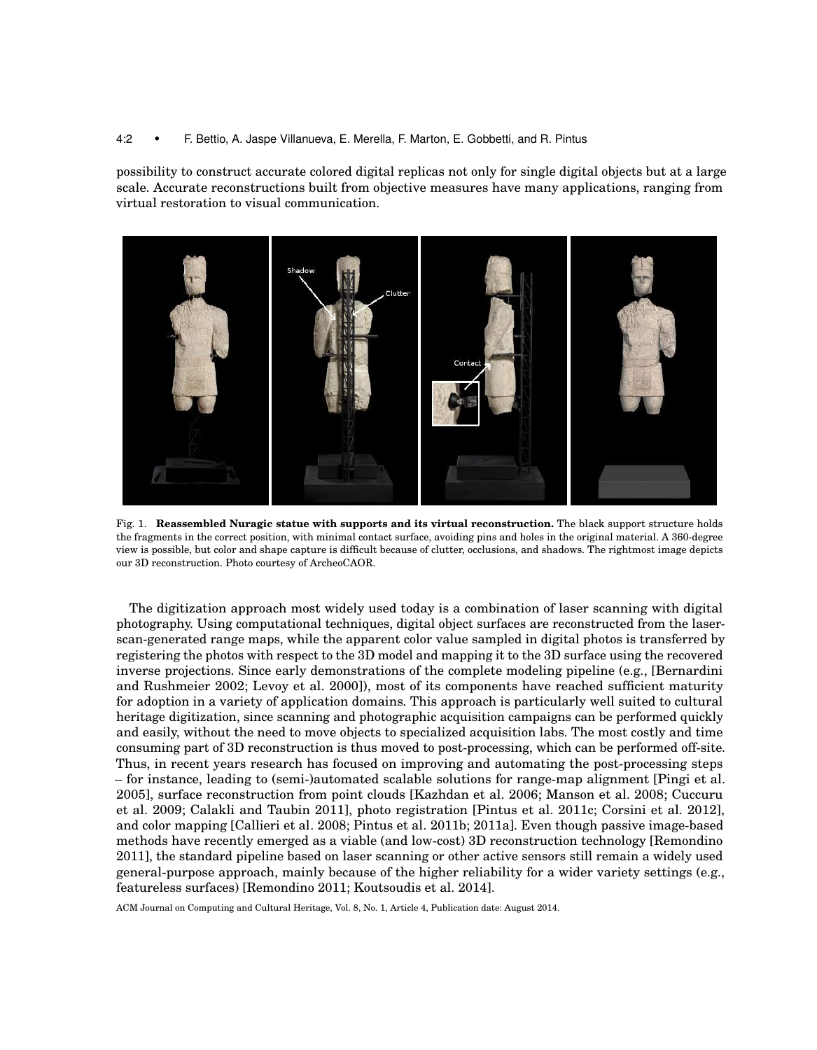possibility to construct accurate colored digital replicas not only for single digital objects but at a large scale. Accurate reconstructions built from objective measures have many applications, ranging from virtual restoration to visual communication.

Fig. 1. **Reassembled Nuragic statue with supports and its virtual reconstruction.** The black support structure holds the fragments in the correct position, with minimal contact surface, avoiding pins and holes in the original material. A 360-degree view is possible, but color and shape capture is difficult because of clutter, occlusions, and shadows. The rightmost image depicts our 3D reconstruction. Photo courtesy of ArcheoCAOR.

The digitization approach most widely used today is a combination of laser scanning with digital photography. Using computational techniques, digital object surfaces are reconstructed from the laser-scan-generated range maps, while the apparent color value sampled in digital photos is transferred by registering the photos with respect to the 3D model and mapping it to the 3D surface using the recovered inverse projections. Since early demonstrations of the complete modeling pipeline (e.g., [Bernardini and Rushmeier 2002; Levoy et al. 2000]), most of its components have reached sufficient maturity for adoption in a variety of application domains. This approach is particularly well suited to cultural heritage digitization, since scanning and photographic acquisition campaigns can be performed quickly and easily, without the need to move objects to specialized acquisition labs. The most costly and time consuming part of 3D reconstruction is thus moved to post-processing, which can be performed off-site. Thus, in recent years research has focused on improving and automating the post-processing steps – for instance, leading to (semi-)automated scalable solutions for range-map alignment [Pingi et al. 2005], surface reconstruction from point clouds [Kazhdan et al. 2006; Manson et al. 2008; Cuccuru et al. 2009; Calakli and Taubin 2011], photo registration [Pintus et al. 2011c; Corsini et al. 2012], and color mapping [Callieri et al. 2008; Pintus et al. 2011b; 2011a]. Even though passive image-based methods have recently emerged as a viable (and low-cost) 3D reconstruction technology [Remondino 2011], the standard pipeline based on laser scanning or other active sensors still remain a widely used general-purpose approach, mainly because of the higher reliability for a wider variety settings (e.g., featureless surfaces) [Remondino 2011; Koutsoudis et al. 2014].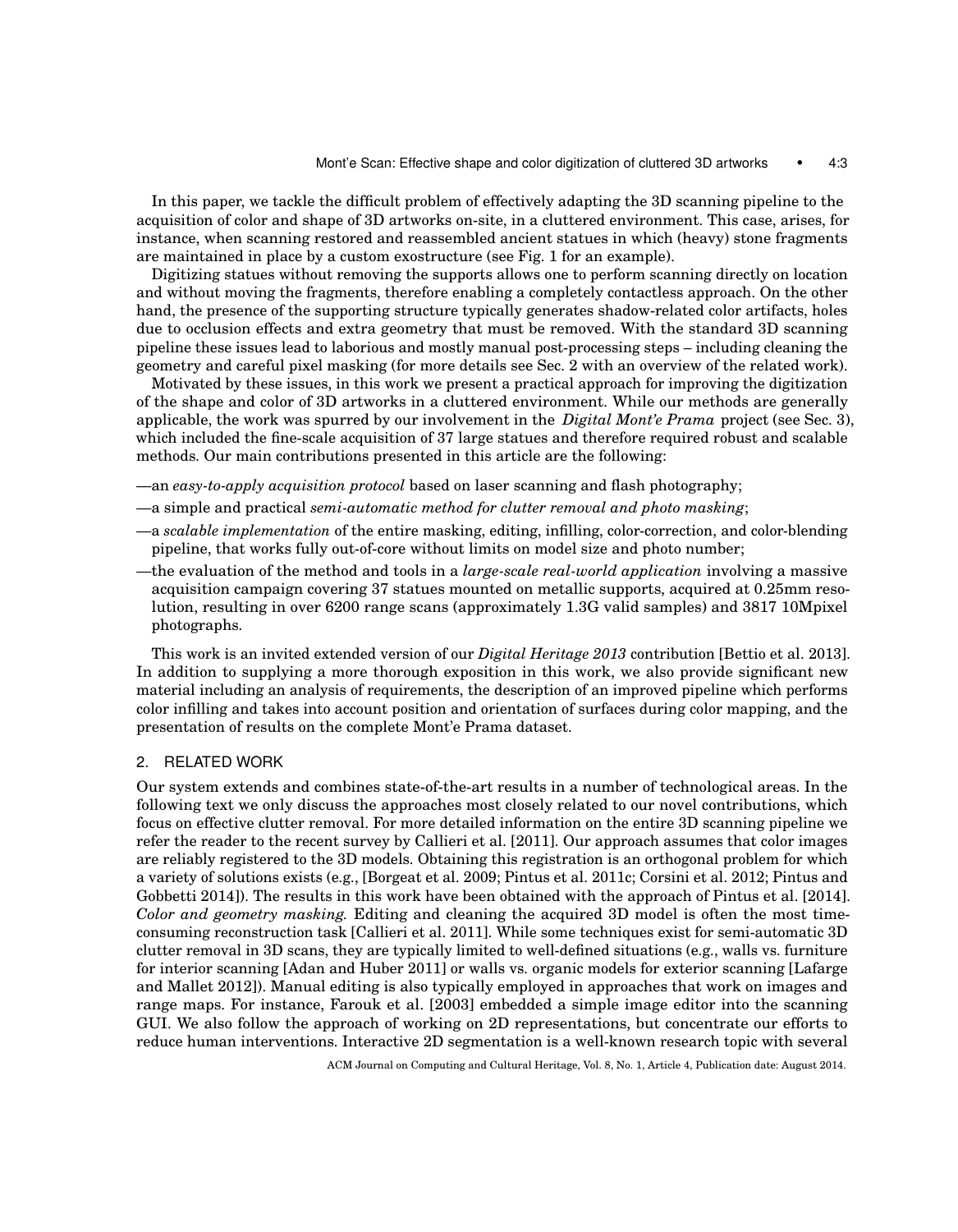In this paper, we tackle the difficult problem of effectively adapting the 3D scanning pipeline to the acquisition of color and shape of 3D artworks on-site, in a cluttered environment. This case, arises, for instance, when scanning restored and reassembled ancient statues in which (heavy) stone fragments are maintained in place by a custom exostructure (see Fig. 1 for an example).

Digitizing statues without removing the supports allows one to perform scanning directly on location and without moving the fragments, therefore enabling a completely contactless approach. On the other hand, the presence of the supporting structure typically generates shadow-related color artifacts, holes due to occlusion effects and extra geometry that must be removed. With the standard 3D scanning pipeline these issues lead to laborious and mostly manual post-processing steps – including cleaning the geometry and careful pixel masking (for more details see Sec. 2 with an overview of the related work).

Motivated by these issues, in this work we present a practical approach for improving the digitization of the shape and color of 3D artworks in a cluttered environment. While our methods are generally applicable, the work was spurred by our involvement in the *Digital Mont'e Prama* project (see Sec. 3), which included the fine-scale acquisition of 37 large statues and therefore required robust and scalable methods. Our main contributions presented in this article are the following:

—an *easy-to-apply acquisition protocol* based on laser scanning and flash photography;

—a simple and practical *semi-automatic method for clutter removal and photo masking*;

—a *scalable implementation* of the entire masking, editing, infilling, color-correction, and color-blending pipeline, that works fully out-of-core without limits on model size and photo number;

—the evaluation of the method and tools in a *large-scale real-world application* involving a massive acquisition campaign covering 37 statues mounted on metallic supports, acquired at 0.25mm resolution, resulting in over 6200 range scans (approximately 1.3G valid samples) and 3817 10Mpixel photographs.

This work is an invited extended version of our *Digital Heritage 2013* contribution [Bettio et al. 2013]. In addition to supplying a more thorough exposition in this work, we also provide significant new material including an analysis of requirements, the description of an improved pipeline which performs color infilling and takes into account position and orientation of surfaces during color mapping, and the presentation of results on the complete Mont'e Prama dataset.

## 2. RELATED WORK

Our system extends and combines state-of-the-art results in a number of technological areas. In the following text we only discuss the approaches most closely related to our novel contributions, which focus on effective clutter removal. For more detailed information on the entire 3D scanning pipeline we refer the reader to the recent survey by Callieri et al. [2011]. Our approach assumes that color images are reliably registered to the 3D models. Obtaining this registration is an orthogonal problem for which a variety of solutions exists (e.g., [Borgeat et al. 2009; Pintus et al. 2011c; Corsini et al. 2012; Pintus and Gobbetti 2014]). The results in this work have been obtained with the approach of Pintus et al. [2014].

*Color and geometry masking.* Editing and cleaning the acquired 3D model is often the most time-consuming reconstruction task [Callieri et al. 2011]. While some techniques exist for semi-automatic 3D clutter removal in 3D scans, they are typically limited to well-defined situations (e.g., walls vs. furniture for interior scanning [Adan and Huber 2011] or walls vs. organic models for exterior scanning [Lafarge and Mallet 2012]). Manual editing is also typically employed in approaches that work on images and range maps. For instance, Farouk et al. [2003] embedded a simple image editor into the scanning GUI. We also follow the approach of working on 2D representations, but concentrate our efforts to reduce human interventions. Interactive 2D segmentation is a well-known research topic with several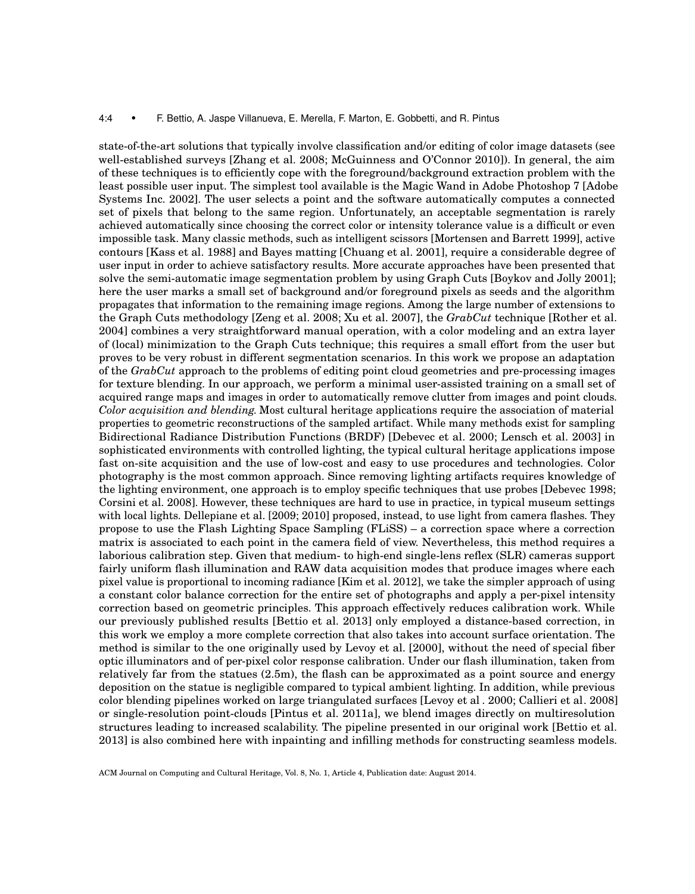state-of-the-art solutions that typically involve classification and/or editing of color image datasets (see well-established surveys [Zhang et al. 2008; McGuinness and O'Connor 2010]). In general, the aim of these techniques is to efficiently cope with the foreground/background extraction problem with the least possible user input. The simplest tool available is the Magic Wand in Adobe Photoshop 7 [Adobe Systems Inc. 2002]. The user selects a point and the software automatically computes a connected set of pixels that belong to the same region. Unfortunately, an acceptable segmentation is rarely achieved automatically since choosing the correct color or intensity tolerance value is a difficult or even impossible task. Many classic methods, such as intelligent scissors [Mortensen and Barrett 1999], active contours [Kass et al. 1988] and Bayes matting [Chuang et al. 2001], require a considerable degree of user input in order to achieve satisfactory results. More accurate approaches have been presented that solve the semi-automatic image segmentation problem by using Graph Cuts [Boykov and Jolly 2001]; here the user marks a small set of background and/or foreground pixels as seeds and the algorithm propagates that information to the remaining image regions. Among the large number of extensions to the Graph Cuts methodology [Zeng et al. 2008; Xu et al. 2007], the *GrabCut* technique [Rother et al. 2004] combines a very straightforward manual operation, with a color modeling and an extra layer of (local) minimization to the Graph Cuts technique; this requires a small effort from the user but proves to be very robust in different segmentation scenarios. In this work we propose an adaptation of the *GrabCut* approach to the problems of editing point cloud geometries and pre-processing images for texture blending. In our approach, we perform a minimal user-assisted training on a small set of acquired range maps and images in order to automatically remove clutter from images and point clouds.

*Color acquisition and blending.* Most cultural heritage applications require the association of material properties to geometric reconstructions of the sampled artifact. While many methods exist for sampling Bidirectional Radiance Distribution Functions (BRDF) [Debevec et al. 2000; Lensch et al. 2003] in sophisticated environments with controlled lighting, the typical cultural heritage applications impose fast on-site acquisition and the use of low-cost and easy to use procedures and technologies. Color photography is the most common approach. Since removing lighting artifacts requires knowledge of the lighting environment, one approach is to employ specific techniques that use probes [Debevec 1998; Corsini et al. 2008]. However, these techniques are hard to use in practice, in typical museum settings with local lights. Dellepiane et al. [2009; 2010] proposed, instead, to use light from camera flashes. They propose to use the Flash Lighting Space Sampling (FLiSS) – a correction space where a correction matrix is associated to each point in the camera field of view. Nevertheless, this method requires a laborious calibration step. Given that medium- to high-end single-lens reflex (SLR) cameras support fairly uniform flash illumination and RAW data acquisition modes that produce images where each pixel value is proportional to incoming radiance [Kim et al. 2012], we take the simpler approach of using a constant color balance correction for the entire set of photographs and apply a per-pixel intensity correction based on geometric principles. This approach effectively reduces calibration work. While our previously published results [Bettio et al. 2013] only employed a distance-based correction, in this work we employ a more complete correction that also takes into account surface orientation. The method is similar to the one originally used by Levoy et al. [2000], without the need of special fiber optic illuminators and of per-pixel color response calibration. Under our flash illumination, taken from relatively far from the statues (2.5m), the flash can be approximated as a point source and energy deposition on the statue is negligible compared to typical ambient lighting. In addition, while previous color blending pipelines worked on large triangulated surfaces [Levoy et al . 2000; Callieri et al. 2008] or single-resolution point-clouds [Pintus et al. 2011a], we blend images directly on multiresolution structures leading to increased scalability. The pipeline presented in our original work [Bettio et al. 2013] is also combined here with inpainting and infilling methods for constructing seamless models.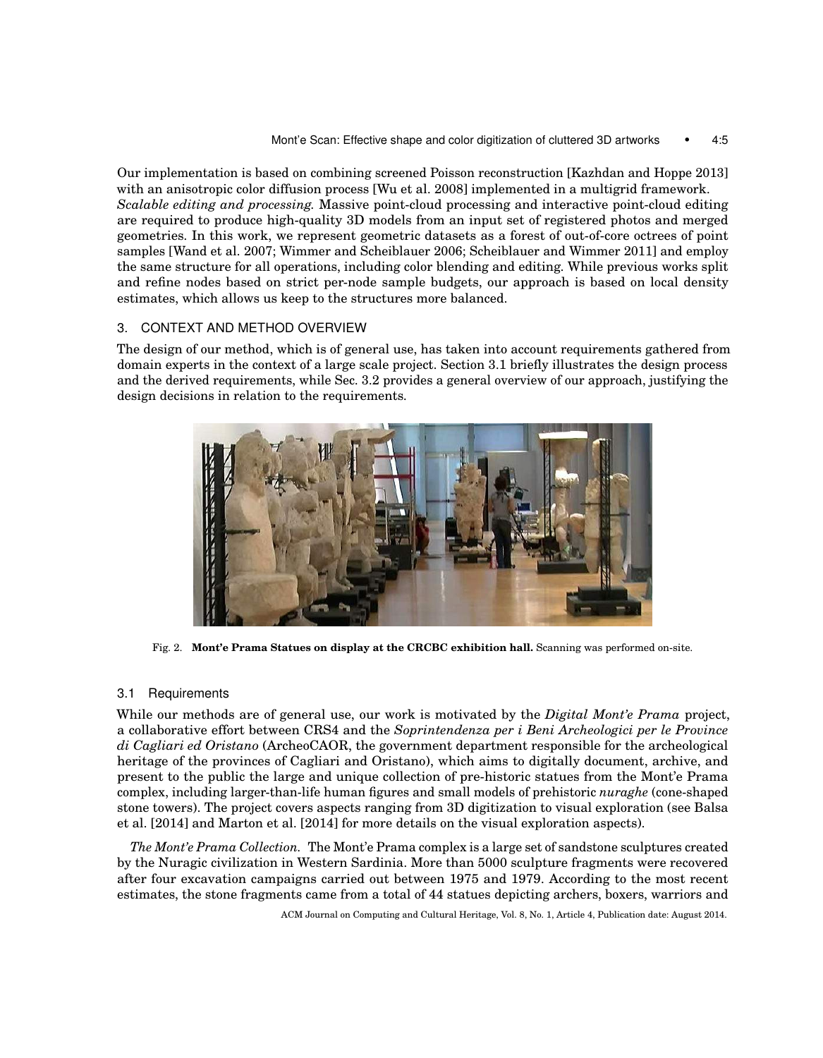Our implementation is based on combining screened Poisson reconstruction [Kazhdan and Hoppe 2013] with an anisotropic color diffusion process [Wu et al. 2008] implemented in a multigrid framework.

*Scalable editing and processing.* Massive point-cloud processing and interactive point-cloud editing are required to produce high-quality 3D models from an input set of registered photos and merged geometries. In this work, we represent geometric datasets as a forest of out-of-core octrees of point samples [Wand et al. 2007; Wimmer and Scheiblauer 2006; Scheiblauer and Wimmer 2011] and employ the same structure for all operations, including color blending and editing. While previous works split and refine nodes based on strict per-node sample budgets, our approach is based on local density estimates, which allows us keep to the structures more balanced.

## 3. CONTEXT AND METHOD OVERVIEW

The design of our method, which is of general use, has taken into account requirements gathered from domain experts in the context of a large scale project. Section 3.1 briefly illustrates the design process and the derived requirements, while Sec. 3.2 provides a general overview of our approach, justifying the design decisions in relation to the requirements.

Fig. 2. **Mont'e Prama Statues on display at the CRCBC exhibition hall.** Scanning was performed on-site.

### 3.1 Requirements

While our methods are of general use, our work is motivated by the *Digital Mont'e Prama* project, a collaborative effort between CRS4 and the *Soprintendenza per i Beni Archeologici per le Province di Cagliari ed Oristano* (ArcheoCAOR, the government department responsible for the archeological heritage of the provinces of Cagliari and Oristano), which aims to digitally document, archive, and present to the public the large and unique collection of pre-historic statues from the Mont'e Prama complex, including larger-than-life human figures and small models of prehistoric *nuraghe* (cone-shaped stone towers). The project covers aspects ranging from 3D digitization to visual exploration (see Balsa et al. [2014] and Marton et al. [2014] for more details on the visual exploration aspects).

*The Mont'e Prama Collection.* The Mont'e Prama complex is a large set of sandstone sculptures created by the Nuragic civilization in Western Sardinia. More than 5000 sculpture fragments were recovered after four excavation campaigns carried out between 1975 and 1979. According to the most recent estimates, the stone fragments came from a total of 44 statues depicting archers, boxers, warriors and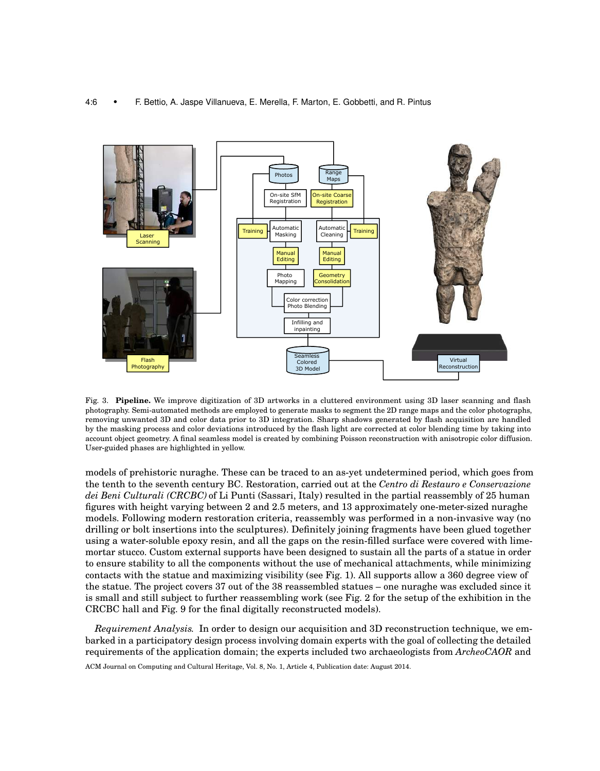Fig. 3. **Pipeline.** We improve digitization of 3D artworks in a cluttered environment using 3D laser scanning and flash photography. Semi-automated methods are employed to generate masks to segment the 2D range maps and the color photographs, removing unwanted 3D and color data prior to 3D integration. Sharp shadows generated by flash acquisition are handled by the masking process and color deviations introduced by the flash light are corrected at color blending time by taking into account object geometry. A final seamless model is created by combining Poisson reconstruction with anisotropic color diffusion. User-guided phases are highlighted in yellow.

models of prehistoric nuraghe. These can be traced to an as-yet undetermined period, which goes from the tenth to the seventh century BC. Restoration, carried out at the *Centro di Restauro e Conservazione dei Beni Culturali (CRCBC)* of Li Punti (Sassari, Italy) resulted in the partial reassembly of 25 human figures with height varying between 2 and 2.5 meters, and 13 approximately one-meter-sized nuraghe models. Following modern restoration criteria, reassembly was performed in a non-invasive way (no drilling or bolt insertions into the sculptures). Definitely joining fragments have been glued together using a water-soluble epoxy resin, and all the gaps on the resin-filled surface were covered with lime-mortar stucco. Custom external supports have been designed to sustain all the parts of a statue in order to ensure stability to all the components without the use of mechanical attachments, while minimizing contacts with the statue and maximizing visibility (see Fig. 1). All supports allow a 360 degree view of the statue. The project covers 37 out of the 38 reassembled statues – one nuraghe was excluded since it is small and still subject to further reassembling work (see Fig. 2 for the setup of the exhibition in the CRCBC hall and Fig. 9 for the final digitally reconstructed models).

*Requirement Analysis.* In order to design our acquisition and 3D reconstruction technique, we embarked in a participatory design process involving domain experts with the goal of collecting the detailed requirements of the application domain; the experts included two archaeologists from *ArcheoCAOR* and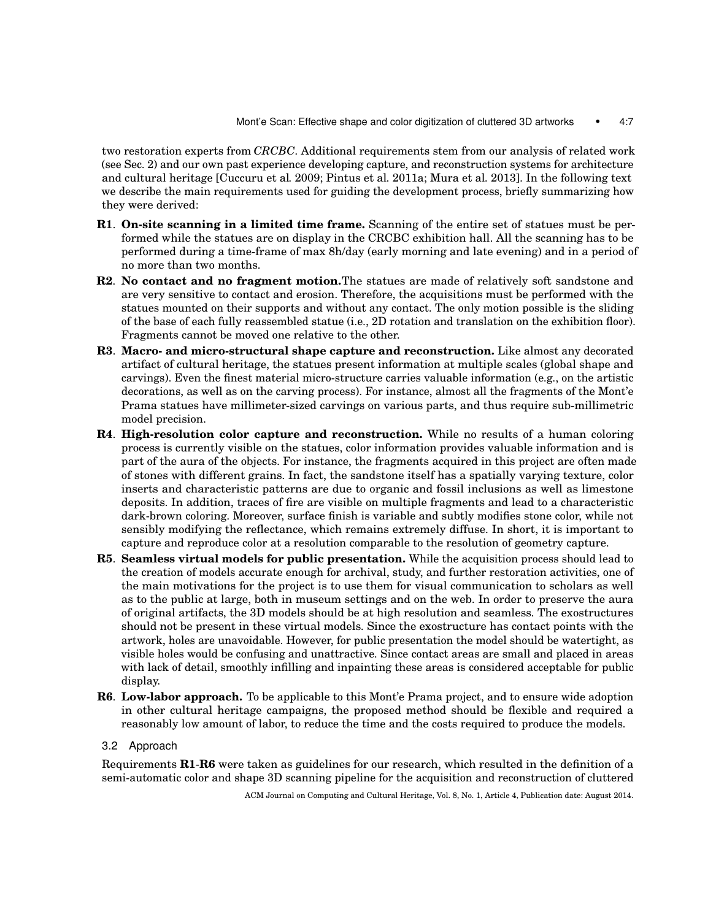two restoration experts from *CRCBC*. Additional requirements stem from our analysis of related work (see Sec. 2) and our own past experience developing capture, and reconstruction systems for architecture and cultural heritage [Cuccuru et al. 2009; Pintus et al. 2011a; Mura et al. 2013]. In the following text we describe the main requirements used for guiding the development process, briefly summarizing how they were derived:

- **R1**. **On-site scanning in a limited time frame.** Scanning of the entire set of statues must be performed while the statues are on display in the CRCBC exhibition hall. All the scanning has to be performed during a time-frame of max 8h/day (early morning and late evening) and in a period of no more than two months.
- **R2**. **No contact and no fragment motion.**The statues are made of relatively soft sandstone and are very sensitive to contact and erosion. Therefore, the acquisitions must be performed with the statues mounted on their supports and without any contact. The only motion possible is the sliding of the base of each fully reassembled statue (i.e., 2D rotation and translation on the exhibition floor). Fragments cannot be moved one relative to the other.
- **R3**. **Macro- and micro-structural shape capture and reconstruction.** Like almost any decorated artifact of cultural heritage, the statues present information at multiple scales (global shape and carvings). Even the finest material micro-structure carries valuable information (e.g., on the artistic decorations, as well as on the carving process). For instance, almost all the fragments of the Mont'e Prama statues have millimeter-sized carvings on various parts, and thus require sub-millimetric model precision.
- **R4**. **High-resolution color capture and reconstruction.** While no results of a human coloring process is currently visible on the statues, color information provides valuable information and is part of the aura of the objects. For instance, the fragments acquired in this project are often made of stones with different grains. In fact, the sandstone itself has a spatially varying texture, color inserts and characteristic patterns are due to organic and fossil inclusions as well as limestone deposits. In addition, traces of fire are visible on multiple fragments and lead to a characteristic dark-brown coloring. Moreover, surface finish is variable and subtly modifies stone color, while not sensibly modifying the reflectance, which remains extremely diffuse. In short, it is important to capture and reproduce color at a resolution comparable to the resolution of geometry capture.
- **R5**. **Seamless virtual models for public presentation.** While the acquisition process should lead to the creation of models accurate enough for archival, study, and further restoration activities, one of the main motivations for the project is to use them for visual communication to scholars as well as to the public at large, both in museum settings and on the web. In order to preserve the aura of original artifacts, the 3D models should be at high resolution and seamless. The exostructures should not be present in these virtual models. Since the exostructure has contact points with the artwork, holes are unavoidable. However, for public presentation the model should be watertight, as visible holes would be confusing and unattractive. Since contact areas are small and placed in areas with lack of detail, smoothly infilling and inpainting these areas is considered acceptable for public display.
- **R6**. **Low-labor approach.** To be applicable to this Mont'e Prama project, and to ensure wide adoption in other cultural heritage campaigns, the proposed method should be flexible and required a reasonably low amount of labor, to reduce the time and the costs required to produce the models.

### 3.2 Approach

Requirements **R1**-**R6** were taken as guidelines for our research, which resulted in the definition of a semi-automatic color and shape 3D scanning pipeline for the acquisition and reconstruction of cluttered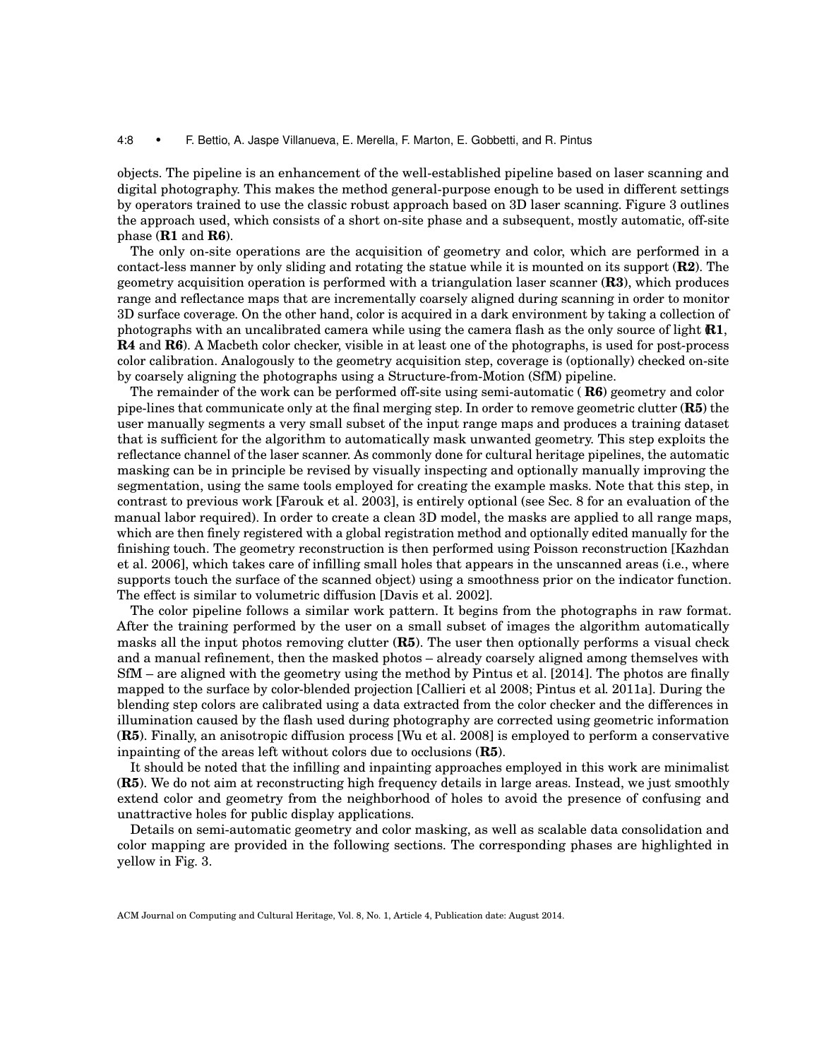objects. The pipeline is an enhancement of the well-established pipeline based on laser scanning and digital photography. This makes the method general-purpose enough to be used in different settings by operators trained to use the classic robust approach based on 3D laser scanning. Figure 3 outlines the approach used, which consists of a short on-site phase and a subsequent, mostly automatic, off-site phase (**R1** and **R6**).

The only on-site operations are the acquisition of geometry and color, which are performed in a contact-less manner by only sliding and rotating the statue while it is mounted on its support (**R2**). The geometry acquisition operation is performed with a triangulation laser scanner (**R3**), which produces range and reflectance maps that are incrementally coarsely aligned during scanning in order to monitor 3D surface coverage. On the other hand, color is acquired in a dark environment by taking a collection of photographs with an uncalibrated camera while using the camera flash as the only source of light (**R1**, **R4** and **R6**). A Macbeth color checker, visible in at least one of the photographs, is used for post-process color calibration. Analogously to the geometry acquisition step, coverage is (optionally) checked on-site by coarsely aligning the photographs using a Structure-from-Motion (SfM) pipeline.

The remainder of the work can be performed off-site using semi-automatic ( **R6**) geometry and color pipe-lines that communicate only at the final merging step. In order to remove geometric clutter (**R5**) the user manually segments a very small subset of the input range maps and produces a training dataset that is sufficient for the algorithm to automatically mask unwanted geometry. This step exploits the reflectance channel of the laser scanner. As commonly done for cultural heritage pipelines, the automatic masking can be in principle be revised by visually inspecting and optionally manually improving the segmentation, using the same tools employed for creating the example masks. Note that this step, in contrast to previous work [Farouk et al. 2003], is entirely optional (see Sec. 8 for an evaluation of the manual labor required). In order to create a clean 3D model, the masks are applied to all range maps, which are then finely registered with a global registration method and optionally edited manually for the finishing touch. The geometry reconstruction is then performed using Poisson reconstruction [Kazhdan et al. 2006], which takes care of infilling small holes that appears in the unscanned areas (i.e., where supports touch the surface of the scanned object) using a smoothness prior on the indicator function. The effect is similar to volumetric diffusion [Davis et al. 2002].

The color pipeline follows a similar work pattern. It begins from the photographs in raw format. After the training performed by the user on a small subset of images the algorithm automatically masks all the input photos removing clutter (**R5**). The user then optionally performs a visual check and a manual refinement, then the masked photos – already coarsely aligned among themselves with SfM – are aligned with the geometry using the method by Pintus et al. [2014]. The photos are finally mapped to the surface by color-blended projection [Callieri et al 2008; Pintus et al. 2011a]. During the blending step colors are calibrated using a data extracted from the color checker and the differences in illumination caused by the flash used during photography are corrected using geometric information (**R5**). Finally, an anisotropic diffusion process [Wu et al. 2008] is employed to perform a conservative inpainting of the areas left without colors due to occlusions (**R5**).

It should be noted that the infilling and inpainting approaches employed in this work are minimalist (**R5**). We do not aim at reconstructing high frequency details in large areas. Instead, we just smoothly extend color and geometry from the neighborhood of holes to avoid the presence of confusing and unattractive holes for public display applications.

Details on semi-automatic geometry and color masking, as well as scalable data consolidation and color mapping are provided in the following sections. The corresponding phases are highlighted in yellow in Fig. 3.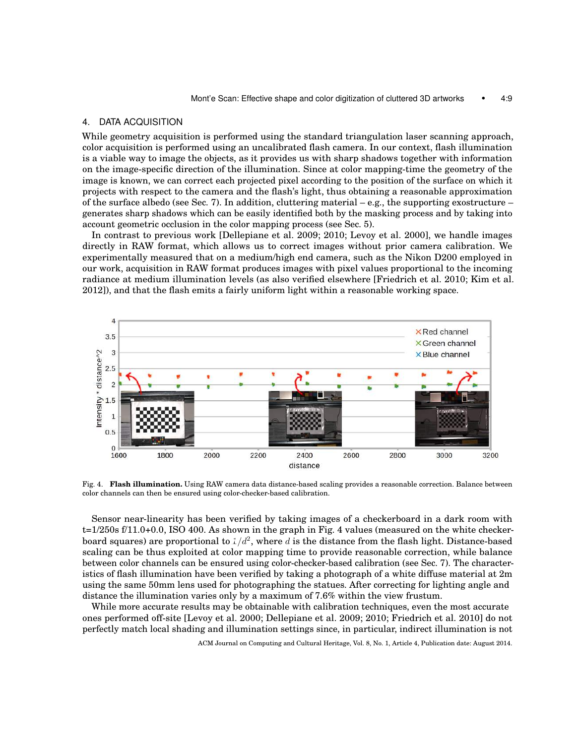## 4. DATA ACQUISITION

While geometry acquisition is performed using the standard triangulation laser scanning approach, color acquisition is performed using an uncalibrated flash camera. In our context, flash illumination is a viable way to image the objects, as it provides us with sharp shadows together with information on the image-specific direction of the illumination. Since at color mapping-time the geometry of the image is known, we can correct each projected pixel according to the position of the surface on which it projects with respect to the camera and the flash's light, thus obtaining a reasonable approximation of the surface albedo (see Sec. 7). In addition, cluttering material – e.g., the supporting exostructure – generates sharp shadows which can be easily identified both by the masking process and by taking into account geometric occlusion in the color mapping process (see Sec. 5).

In contrast to previous work [Dellepiane et al. 2009; 2010; Levoy et al. 2000], we handle images directly in RAW format, which allows us to correct images without prior camera calibration. We experimentally measured that on a medium/high end camera, such as the Nikon D200 employed in our work, acquisition in RAW format produces images with pixel values proportional to the incoming radiance at medium illumination levels (as also verified elsewhere [Friedrich et al. 2010; Kim et al. 2012]), and that the flash emits a fairly uniform light within a reasonable working space.

Fig. 4. **Flash illumination.** Using RAW camera data distance-based scaling provides a reasonable correction. Balance between color channels can then be ensured using color-checker-based calibration.

Sensor near-linearity has been verified by taking images of a checkerboard in a dark room with t=1/250s f/11.0+0.0, ISO 400. As shown in the graph in Fig. 4 values (measured on the white checkerboard squares) are proportional to $1/d^2$, where $d$ is the distance from the flash light. Distance-based scaling can be thus exploited at color mapping time to provide reasonable correction, while balance between color channels can be ensured using color-checker-based calibration (see Sec. 7). The characteristics of flash illumination have been verified by taking a photograph of a white diffuse material at 2m using the same 50mm lens used for photographing the statues. After correcting for lighting angle and distance the illumination varies only by a maximum of 7.6% within the view frustum.

While more accurate results may be obtainable with calibration techniques, even the most accurate ones performed off-site [Levoy et al. 2000; Dellepiane et al. 2009; 2010; Friedrich et al. 2010] do not perfectly match local shading and illumination settings since, in particular, indirect illumination is not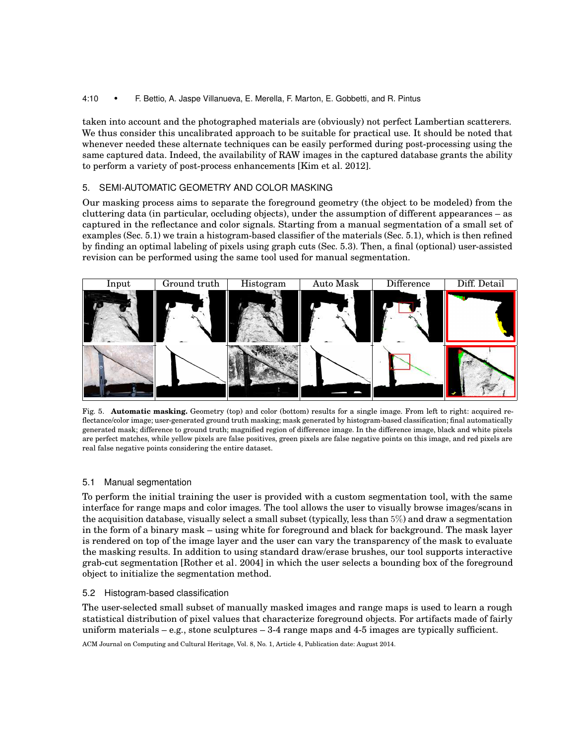taken into account and the photographed materials are (obviously) not perfect Lambertian scatterers. We thus consider this uncalibrated approach to be suitable for practical use. It should be noted that whenever needed these alternate techniques can be easily performed during post-processing using the same captured data. Indeed, the availability of RAW images in the captured database grants the ability to perform a variety of post-process enhancements [Kim et al. 2012].

## 5. SEMI-AUTOMATIC GEOMETRY AND COLOR MASKING

Our masking process aims to separate the foreground geometry (the object to be modeled) from the cluttering data (in particular, occluding objects), under the assumption of different appearances – as captured in the reflectance and color signals. Starting from a manual segmentation of a small set of examples (Sec. 5.1) we train a histogram-based classifier of the materials (Sec. 5.1), which is then refined by finding an optimal labeling of pixels using graph cuts (Sec. 5.3). Then, a final (optional) user-assisted revision can be performed using the same tool used for manual segmentation.

| Input | Ground truth | Histogram | Auto Mask | Difference | Diff. Detail |
|---|---|---|---|---|---|

Fig. 5. **Automatic masking.** Geometry (top) and color (bottom) results for a single image. From left to right: acquired reflectance/color image; user-generated ground truth masking; mask generated by histogram-based classification; final automatically generated mask; difference to ground truth; magnified region of difference image. In the difference image, black and white pixels are perfect matches, while yellow pixels are false positives, green pixels are false negative points on this image, and red pixels are real false negative points considering the entire dataset.

### 5.1 Manual segmentation

To perform the initial training the user is provided with a custom segmentation tool, with the same interface for range maps and color images. The tool allows the user to visually browse images/scans in the acquisition database, visually select a small subset (typically, less than 5%) and draw a segmentation in the form of a binary mask – using white for foreground and black for background. The mask layer is rendered on top of the image layer and the user can vary the transparency of the mask to evaluate the masking results. In addition to using standard draw/erase brushes, our tool supports interactive grab-cut segmentation [Rother et al. 2004] in which the user selects a bounding box of the foreground object to initialize the segmentation method.

### 5.2 Histogram-based classification

The user-selected small subset of manually masked images and range maps is used to learn a rough statistical distribution of pixel values that characterize foreground objects. For artifacts made of fairly uniform materials – e.g., stone sculptures – 3-4 range maps and 4-5 images are typically sufficient.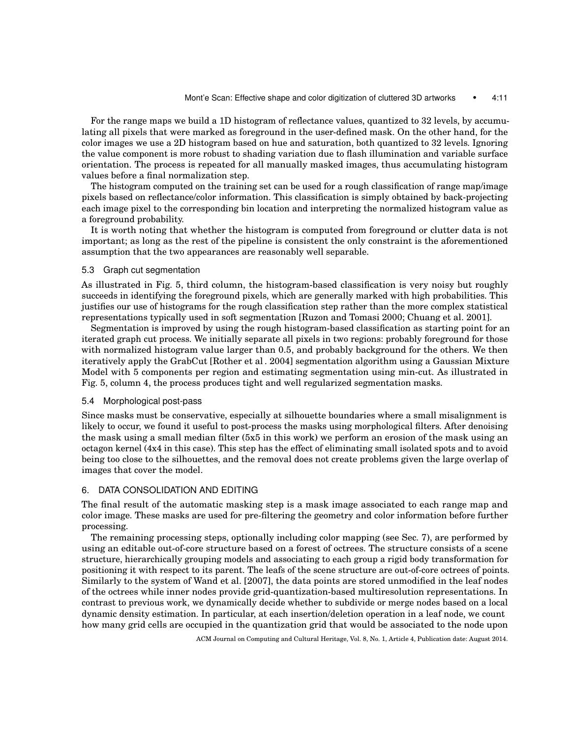For the range maps we build a 1D histogram of reflectance values, quantized to 32 levels, by accumulating all pixels that were marked as foreground in the user-defined mask. On the other hand, for the color images we use a 2D histogram based on hue and saturation, both quantized to 32 levels. Ignoring the value component is more robust to shading variation due to flash illumination and variable surface orientation. The process is repeated for all manually masked images, thus accumulating histogram values before a final normalization step.

The histogram computed on the training set can be used for a rough classification of range map/image pixels based on reflectance/color information. This classification is simply obtained by back-projecting each image pixel to the corresponding bin location and interpreting the normalized histogram value as a foreground probability.

It is worth noting that whether the histogram is computed from foreground or clutter data is not important; as long as the rest of the pipeline is consistent the only constraint is the aforementioned assumption that the two appearances are reasonably well separable.

### 5.3 Graph cut segmentation

As illustrated in Fig. 5, third column, the histogram-based classification is very noisy but roughly succeeds in identifying the foreground pixels, which are generally marked with high probabilities. This justifies our use of histograms for the rough classification step rather than the more complex statistical representations typically used in soft segmentation [Ruzon and Tomasi 2000; Chuang et al. 2001].

Segmentation is improved by using the rough histogram-based classification as starting point for an iterated graph cut process. We initially separate all pixels in two regions: probably foreground for those with normalized histogram value larger than 0.5, and probably background for the others. We then iteratively apply the GrabCut [Rother et al . 2004] segmentation algorithm using a Gaussian Mixture Model with 5 components per region and estimating segmentation using min-cut. As illustrated in Fig. 5, column 4, the process produces tight and well regularized segmentation masks.

### 5.4 Morphological post-pass

Since masks must be conservative, especially at silhouette boundaries where a small misalignment is likely to occur, we found it useful to post-process the masks using morphological filters. After denoising the mask using a small median filter (5x5 in this work) we perform an erosion of the mask using an octagon kernel (4x4 in this case). This step has the effect of eliminating small isolated spots and to avoid being too close to the silhouettes, and the removal does not create problems given the large overlap of images that cover the model.

## 6. DATA CONSOLIDATION AND EDITING

The final result of the automatic masking step is a mask image associated to each range map and color image. These masks are used for pre-filtering the geometry and color information before further processing.

The remaining processing steps, optionally including color mapping (see Sec. 7), are performed by using an editable out-of-core structure based on a forest of octrees. The structure consists of a scene structure, hierarchically grouping models and associating to each group a rigid body transformation for positioning it with respect to its parent. The leafs of the scene structure are out-of-core octrees of points. Similarly to the system of Wand et al. [2007], the data points are stored unmodified in the leaf nodes of the octrees while inner nodes provide grid-quantization-based multiresolution representations. In contrast to previous work, we dynamically decide whether to subdivide or merge nodes based on a local dynamic density estimation. In particular, at each insertion/deletion operation in a leaf node, we count how many grid cells are occupied in the quantization grid that would be associated to the node upon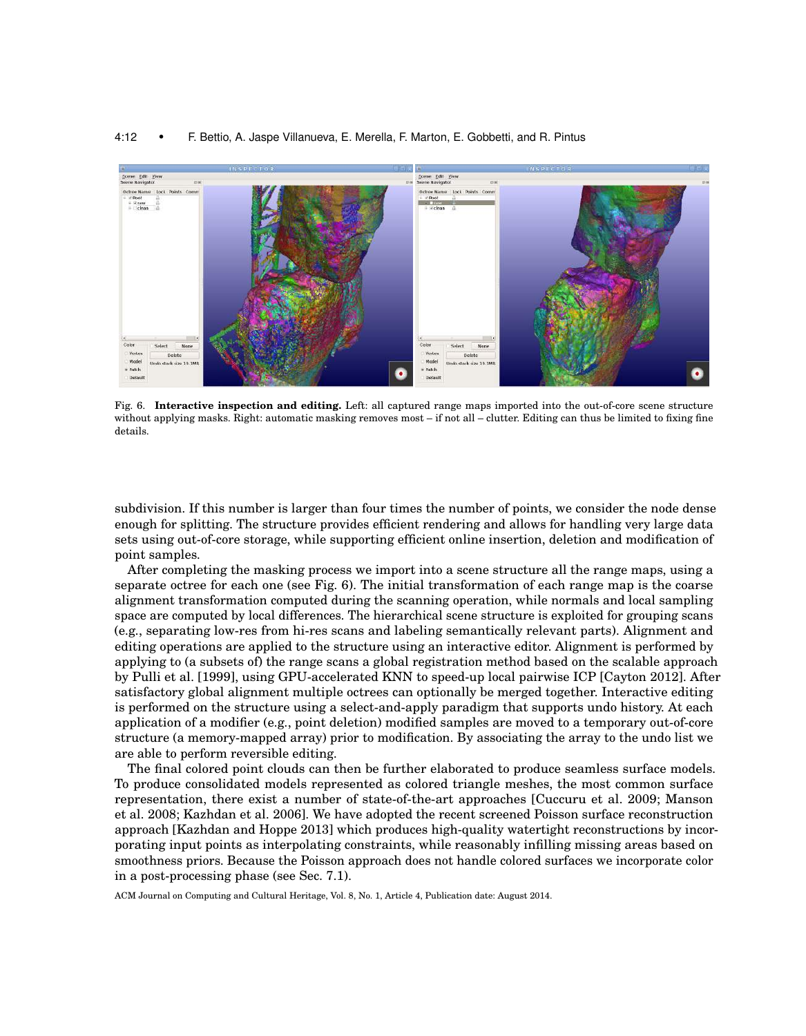Fig. 6. **Interactive inspection and editing.** Left: all captured range maps imported into the out-of-core scene structure without applying masks. Right: automatic masking removes most – if not all – clutter. Editing can thus be limited to fixing fine details.

subdivision. If this number is larger than four times the number of points, we consider the node dense enough for splitting. The structure provides efficient rendering and allows for handling very large data sets using out-of-core storage, while supporting efficient online insertion, deletion and modification of point samples.

After completing the masking process we import into a scene structure all the range maps, using a separate octree for each one (see Fig. 6). The initial transformation of each range map is the coarse alignment transformation computed during the scanning operation, while normals and local sampling space are computed by local differences. The hierarchical scene structure is exploited for grouping scans (e.g., separating low-res from hi-res scans and labeling semantically relevant parts). Alignment and editing operations are applied to the structure using an interactive editor. Alignment is performed by applying to (a subsets of) the range scans a global registration method based on the scalable approach by Pulli et al. [1999], using GPU-accelerated KNN to speed-up local pairwise ICP [Cayton 2012]. After satisfactory global alignment multiple octrees can optionally be merged together. Interactive editing is performed on the structure using a select-and-apply paradigm that supports undo history. At each application of a modifier (e.g., point deletion) modified samples are moved to a temporary out-of-core structure (a memory-mapped array) prior to modification. By associating the array to the undo list we are able to perform reversible editing.

The final colored point clouds can then be further elaborated to produce seamless surface models. To produce consolidated models represented as colored triangle meshes, the most common surface representation, there exist a number of state-of-the-art approaches [Cuccuru et al. 2009; Manson et al. 2008; Kazhdan et al. 2006]. We have adopted the recent screened Poisson surface reconstruction approach [Kazhdan and Hoppe 2013] which produces high-quality watertight reconstructions by incorporating input points as interpolating constraints, while reasonably infilling missing areas based on smoothness priors. Because the Poisson approach does not handle colored surfaces we incorporate color in a post-processing phase (see Sec. 7.1).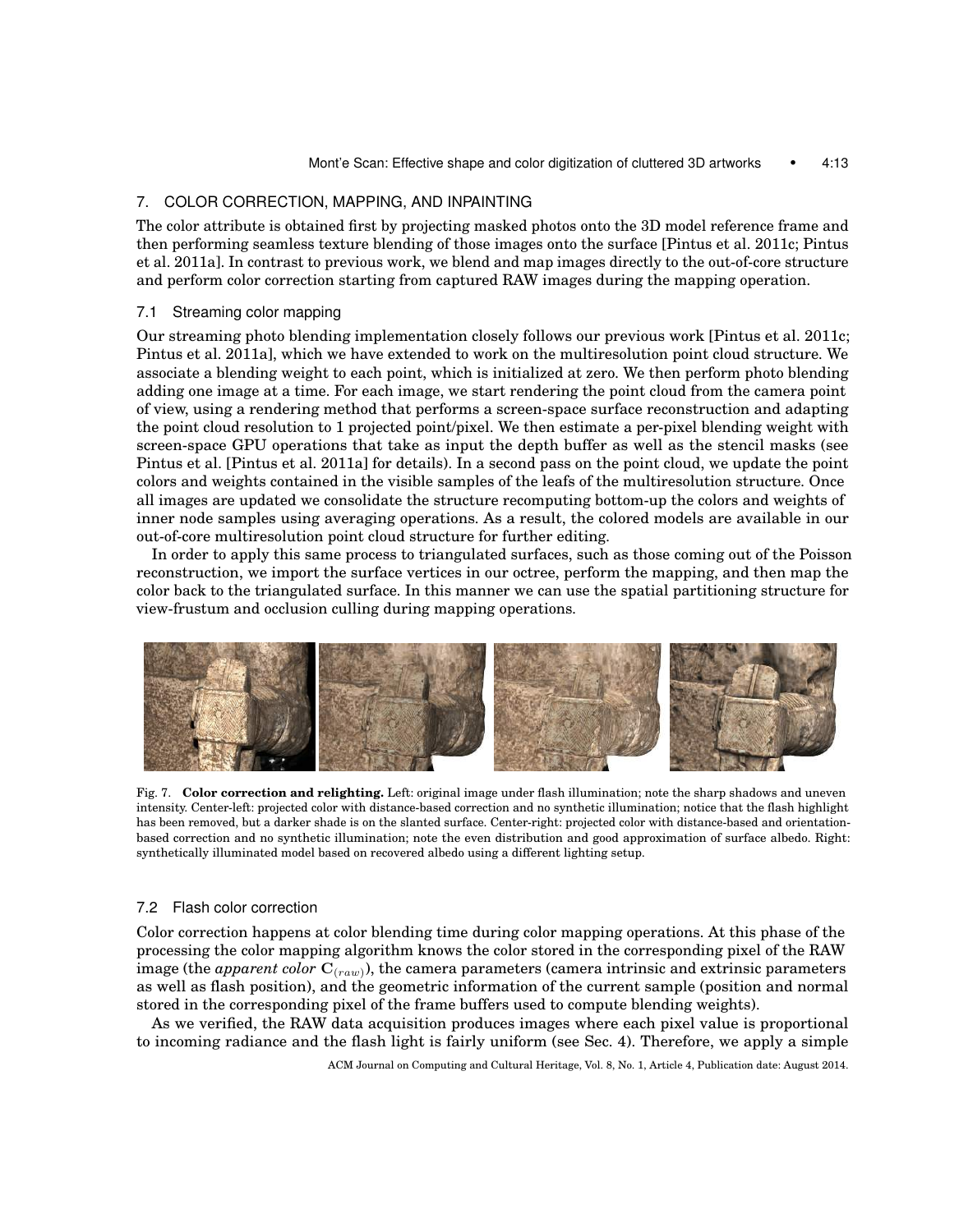## 7. COLOR CORRECTION, MAPPING, AND INPAINTING

The color attribute is obtained first by projecting masked photos onto the 3D model reference frame and then performing seamless texture blending of those images onto the surface [Pintus et al. 2011c; Pintus et al. 2011a]. In contrast to previous work, we blend and map images directly to the out-of-core structure and perform color correction starting from captured RAW images during the mapping operation.

### 7.1 Streaming color mapping

Our streaming photo blending implementation closely follows our previous work [Pintus et al. 2011c; Pintus et al. 2011a], which we have extended to work on the multiresolution point cloud structure. We associate a blending weight to each point, which is initialized at zero. We then perform photo blending adding one image at a time. For each image, we start rendering the point cloud from the camera point of view, using a rendering method that performs a screen-space surface reconstruction and adapting the point cloud resolution to 1 projected point/pixel. We then estimate a per-pixel blending weight with screen-space GPU operations that take as input the depth buffer as well as the stencil masks (see Pintus et al. [Pintus et al. 2011a] for details). In a second pass on the point cloud, we update the point colors and weights contained in the visible samples of the leafs of the multiresolution structure. Once all images are updated we consolidate the structure recomputing bottom-up the colors and weights of inner node samples using averaging operations. As a result, the colored models are available in our out-of-core multiresolution point cloud structure for further editing.

In order to apply this same process to triangulated surfaces, such as those coming out of the Poisson reconstruction, we import the surface vertices in our octree, perform the mapping, and then map the color back to the triangulated surface. In this manner we can use the spatial partitioning structure for view-frustum and occlusion culling during mapping operations.

Fig. 7. **Color correction and relighting.** Left: original image under flash illumination; note the sharp shadows and uneven intensity. Center-left: projected color with distance-based correction and no synthetic illumination; notice that the flash highlight has been removed, but a darker shade is on the slanted surface. Center-right: projected color with distance-based and orientation-based correction and no synthetic illumination; note the even distribution and good approximation of surface albedo. Right: synthetically illuminated model based on recovered albedo using a different lighting setup.

### 7.2 Flash color correction

Color correction happens at color blending time during color mapping operations. At this phase of the processing the color mapping algorithm knows the color stored in the corresponding pixel of the RAW image (the *apparent color* $\mathbf{C}_{(raw)}$), the camera parameters (camera intrinsic and extrinsic parameters as well as flash position), and the geometric information of the current sample (position and normal stored in the corresponding pixel of the frame buffers used to compute blending weights).

As we verified, the RAW data acquisition produces images where each pixel value is proportional to incoming radiance and the flash light is fairly uniform (see Sec. 4). Therefore, we apply a simple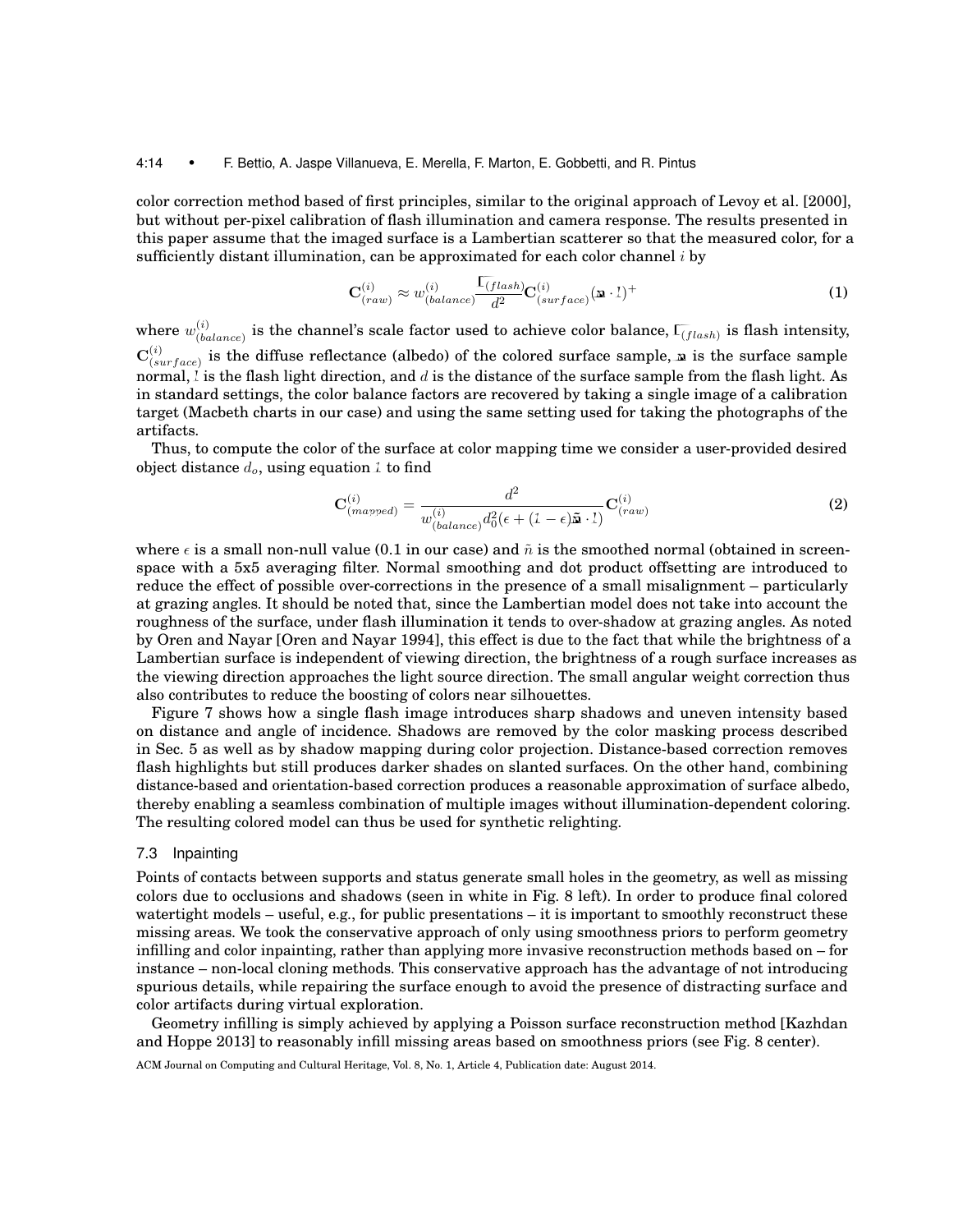color correction method based of first principles, similar to the original approach of Levoy et al. [2000], but without per-pixel calibration of flash illumination and camera response. The results presented in this paper assume that the imaged surface is a Lambertian scatterer so that the measured color, for a sufficiently distant illumination, can be approximated for each color channel $i$ by

$$\mathbf{C}^{(i)}_{(raw)} \approx w^{(i)}_{(balance)} \frac{\Gamma_{(flash)}}{d^2} \mathbf{C}^{(i)}_{(surface)} (\mathbf{n} \cdot \mathbf{l})^{+} \tag{1}$$

where $w^{(i)}_{(balance)}$ is the channel's scale factor used to achieve color balance, $\Gamma_{(flash)}$ is flash intensity, $\mathbf{C}^{(i)}_{(surface)}$ is the diffuse reflectance (albedo) of the colored surface sample, $\mathbf{n}$ is the surface sample normal, $\mathbf{l}$ is the flash light direction, and $d$ is the distance of the surface sample from the flash light. As in standard settings, the color balance factors are recovered by taking a single image of a calibration target (Macbeth charts in our case) and using the same setting used for taking the photographs of the artifacts.

Thus, to compute the color of the surface at color mapping time we consider a user-provided desired object distance $d_o$, using equation 1 to find

$$\mathbf{C}^{(i)}_{(mapped)} = \frac{d^2}{w^{(i)}_{(balance)} d_0^2 (\epsilon + (1 - \epsilon)\tilde{\mathbf{n}} \cdot \mathbf{l})} \mathbf{C}^{(i)}_{(raw)} \tag{2}$$

where $\epsilon$ is a small non-null value (0.1 in our case) and $\tilde{n}$ is the smoothed normal (obtained in screen-space with a 5x5 averaging filter. Normal smoothing and dot product offsetting are introduced to reduce the effect of possible over-corrections in the presence of a small misalignment – particularly at grazing angles. It should be noted that, since the Lambertian model does not take into account the roughness of the surface, under flash illumination it tends to over-shadow at grazing angles. As noted by Oren and Nayar [Oren and Nayar 1994], this effect is due to the fact that while the brightness of a Lambertian surface is independent of viewing direction, the brightness of a rough surface increases as the viewing direction approaches the light source direction. The small angular weight correction thus also contributes to reduce the boosting of colors near silhouettes.

Figure 7 shows how a single flash image introduces sharp shadows and uneven intensity based on distance and angle of incidence. Shadows are removed by the color masking process described in Sec. 5 as well as by shadow mapping during color projection. Distance-based correction removes flash highlights but still produces darker shades on slanted surfaces. On the other hand, combining distance-based and orientation-based correction produces a reasonable approximation of surface albedo, thereby enabling a seamless combination of multiple images without illumination-dependent coloring. The resulting colored model can thus be used for synthetic relighting.

### 7.3 Inpainting

Points of contacts between supports and status generate small holes in the geometry, as well as missing colors due to occlusions and shadows (seen in white in Fig. 8 left). In order to produce final colored watertight models – useful, e.g., for public presentations – it is important to smoothly reconstruct these missing areas. We took the conservative approach of only using smoothness priors to perform geometry infilling and color inpainting, rather than applying more invasive reconstruction methods based on – for instance – non-local cloning methods. This conservative approach has the advantage of not introducing spurious details, while repairing the surface enough to avoid the presence of distracting surface and color artifacts during virtual exploration.

Geometry infilling is simply achieved by applying a Poisson surface reconstruction method [Kazhdan and Hoppe 2013] to reasonably infill missing areas based on smoothness priors (see Fig. 8 center).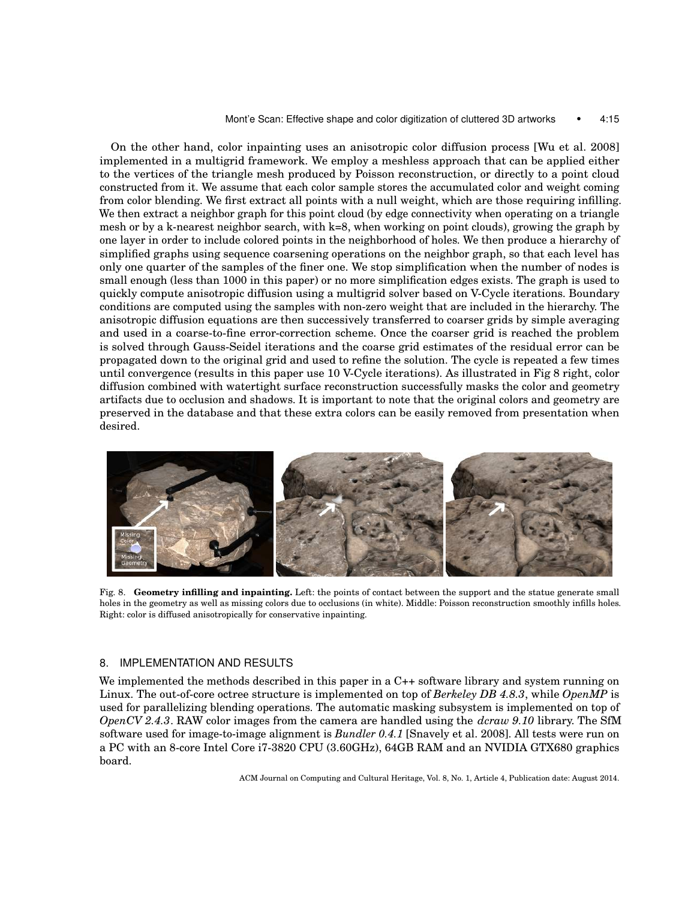On the other hand, color inpainting uses an anisotropic color diffusion process [Wu et al. 2008] implemented in a multigrid framework. We employ a meshless approach that can be applied either to the vertices of the triangle mesh produced by Poisson reconstruction, or directly to a point cloud constructed from it. We assume that each color sample stores the accumulated color and weight coming from color blending. We first extract all points with a null weight, which are those requiring infilling. We then extract a neighbor graph for this point cloud (by edge connectivity when operating on a triangle mesh or by a k-nearest neighbor search, with k=8, when working on point clouds), growing the graph by one layer in order to include colored points in the neighborhood of holes. We then produce a hierarchy of simplified graphs using sequence coarsening operations on the neighbor graph, so that each level has only one quarter of the samples of the finer one. We stop simplification when the number of nodes is small enough (less than 1000 in this paper) or no more simplification edges exists. The graph is used to quickly compute anisotropic diffusion using a multigrid solver based on V-Cycle iterations. Boundary conditions are computed using the samples with non-zero weight that are included in the hierarchy. The anisotropic diffusion equations are then successively transferred to coarser grids by simple averaging and used in a coarse-to-fine error-correction scheme. Once the coarser grid is reached the problem is solved through Gauss-Seidel iterations and the coarse grid estimates of the residual error can be propagated down to the original grid and used to refine the solution. The cycle is repeated a few times until convergence (results in this paper use 10 V-Cycle iterations). As illustrated in Fig 8 right, color diffusion combined with watertight surface reconstruction successfully masks the color and geometry artifacts due to occlusion and shadows. It is important to note that the original colors and geometry are preserved in the database and that these extra colors can be easily removed from presentation when desired.

Fig. 8. **Geometry infilling and inpainting.** Left: the points of contact between the support and the statue generate small holes in the geometry as well as missing colors due to occlusions (in white). Middle: Poisson reconstruction smoothly infills holes. Right: color is diffused anisotropically for conservative inpainting.

## 8. IMPLEMENTATION AND RESULTS

We implemented the methods described in this paper in a C++ software library and system running on Linux. The out-of-core octree structure is implemented on top of *Berkeley DB 4.8.3*, while *OpenMP* is used for parallelizing blending operations. The automatic masking subsystem is implemented on top of *OpenCV 2.4.3*. RAW color images from the camera are handled using the *dcraw 9.10* library. The SfM software used for image-to-image alignment is *Bundler 0.4.1* [Snavely et al. 2008]. All tests were run on a PC with an 8-core Intel Core i7-3820 CPU (3.60GHz), 64GB RAM and an NVIDIA GTX680 graphics board.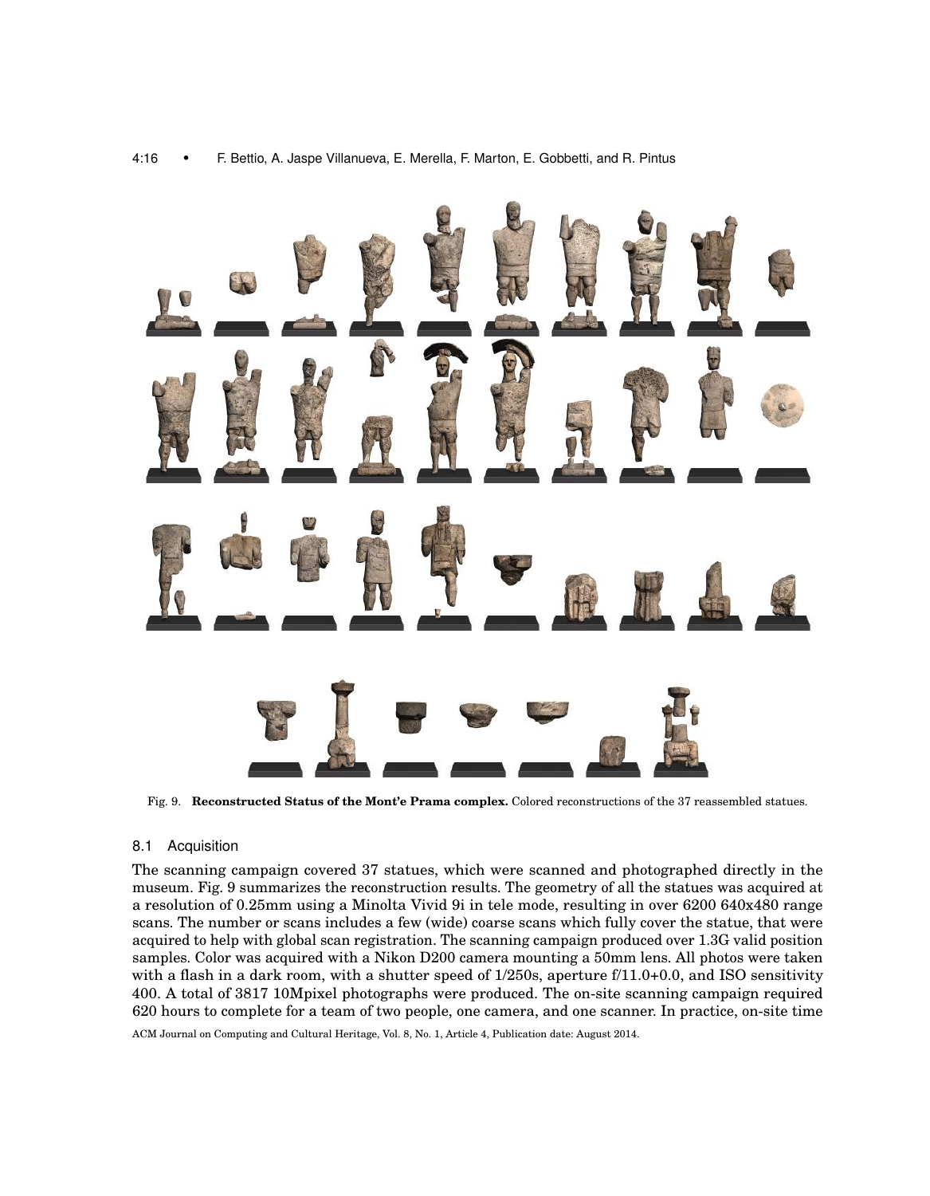Fig. 9. **Reconstructed Status of the Mont'e Prama complex.** Colored reconstructions of the 37 reassembled statues.

### 8.1 Acquisition

The scanning campaign covered 37 statues, which were scanned and photographed directly in the museum. Fig. 9 summarizes the reconstruction results. The geometry of all the statues was acquired at a resolution of 0.25mm using a Minolta Vivid 9i in tele mode, resulting in over 6200 640x480 range scans. The number or scans includes a few (wide) coarse scans which fully cover the statue, that were acquired to help with global scan registration. The scanning campaign produced over 1.3G valid position samples. Color was acquired with a Nikon D200 camera mounting a 50mm lens. All photos were taken with a flash in a dark room, with a shutter speed of 1/250s, aperture f/11.0+0.0, and ISO sensitivity 400. A total of 3817 10Mpixel photographs were produced. The on-site scanning campaign required 620 hours to complete for a team of two people, one camera, and one scanner. In practice, on-site time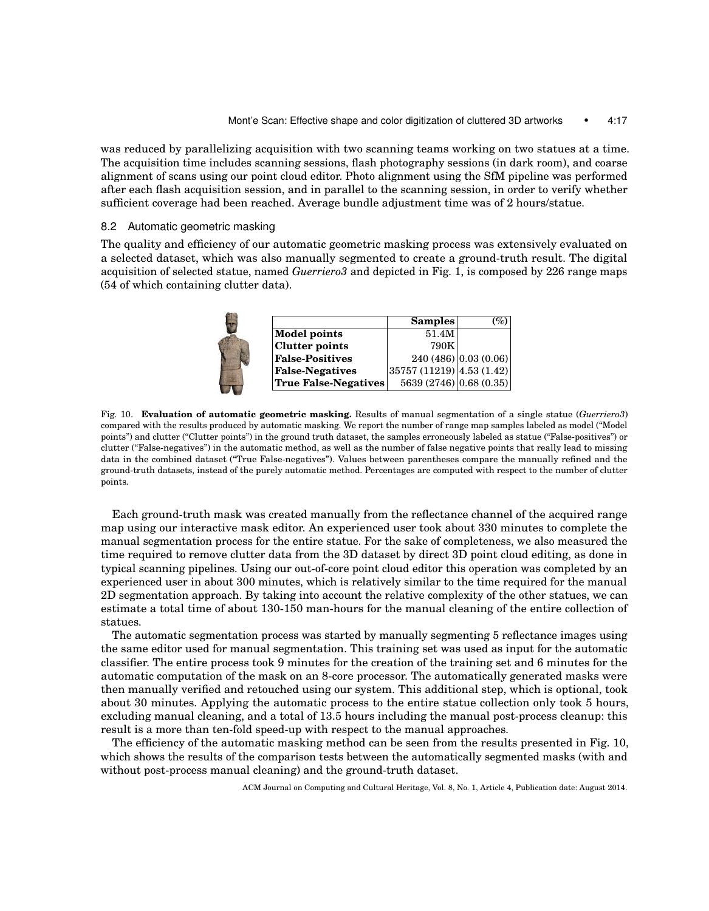was reduced by parallelizing acquisition with two scanning teams working on two statues at a time. The acquisition time includes scanning sessions, flash photography sessions (in dark room), and coarse alignment of scans using our point cloud editor. Photo alignment using the SfM pipeline was performed after each flash acquisition session, and in parallel to the scanning session, in order to verify whether sufficient coverage had been reached. Average bundle adjustment time was of 2 hours/statue.

### 8.2 Automatic geometric masking

The quality and efficiency of our automatic geometric masking process was extensively evaluated on a selected dataset, which was also manually segmented to create a ground-truth result. The digital acquisition of selected statue, named *Guerriero3* and depicted in Fig. 1, is composed by 226 range maps (54 of which containing clutter data).

| | **Samples** | *(%)* |
|---|---|---|
| **Model points** | 51.4M | |
| **Clutter points** | 790K | |
| **False-Positives** | 240 (486) | 0.03 (0.06) |
| **False-Negatives** | 35757 (11219) | 4.53 (1.42) |
| **True False-Negatives** | 5639 (2746) | 0.68 (0.35) |

Fig. 10. **Evaluation of automatic geometric masking.** Results of manual segmentation of a single statue (*Guerriero3*) compared with the results produced by automatic masking. We report the number of range map samples labeled as model ("Model points") and clutter ("Clutter points") in the ground truth dataset, the samples erroneously labeled as statue ("False-positives") or clutter ("False-negatives") in the automatic method, as well as the number of false negative points that really lead to missing data in the combined dataset ("True False-negatives"). Values between parentheses compare the manually refined and the ground-truth datasets, instead of the purely automatic method. Percentages are computed with respect to the number of clutter points.

Each ground-truth mask was created manually from the reflectance channel of the acquired range map using our interactive mask editor. An experienced user took about 330 minutes to complete the manual segmentation process for the entire statue. For the sake of completeness, we also measured the time required to remove clutter data from the 3D dataset by direct 3D point cloud editing, as done in typical scanning pipelines. Using our out-of-core point cloud editor this operation was completed by an experienced user in about 300 minutes, which is relatively similar to the time required for the manual 2D segmentation approach. By taking into account the relative complexity of the other statues, we can estimate a total time of about 130-150 man-hours for the manual cleaning of the entire collection of statues.

The automatic segmentation process was started by manually segmenting 5 reflectance images using the same editor used for manual segmentation. This training set was used as input for the automatic classifier. The entire process took 9 minutes for the creation of the training set and 6 minutes for the automatic computation of the mask on an 8-core processor. The automatically generated masks were then manually verified and retouched using our system. This additional step, which is optional, took about 30 minutes. Applying the automatic process to the entire statue collection only took 5 hours, excluding manual cleaning, and a total of 13.5 hours including the manual post-process cleanup: this result is a more than ten-fold speed-up with respect to the manual approaches.

The efficiency of the automatic masking method can be seen from the results presented in Fig. 10, which shows the results of the comparison tests between the automatically segmented masks (with and without post-process manual cleaning) and the ground-truth dataset.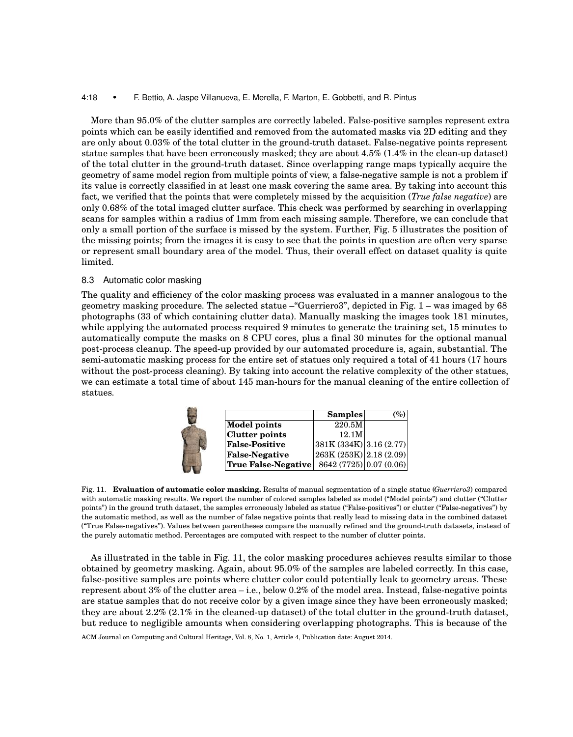More than 95.0% of the clutter samples are correctly labeled. False-positive samples represent extra points which can be easily identified and removed from the automated masks via 2D editing and they are only about 0.03% of the total clutter in the ground-truth dataset. False-negative points represent statue samples that have been erroneously masked; they are about 4.5% (1.4% in the clean-up dataset) of the total clutter in the ground-truth dataset. Since overlapping range maps typically acquire the geometry of same model region from multiple points of view, a false-negative sample is not a problem if its value is correctly classified in at least one mask covering the same area. By taking into account this fact, we verified that the points that were completely missed by the acquisition (*True false negative*) are only 0.68% of the total imaged clutter surface. This check was performed by searching in overlapping scans for samples within a radius of 1mm from each missing sample. Therefore, we can conclude that only a small portion of the surface is missed by the system. Further, Fig. 5 illustrates the position of the missing points; from the images it is easy to see that the points in question are often very sparse or represent small boundary area of the model. Thus, their overall effect on dataset quality is quite limited.

### 8.3 Automatic color masking

The quality and efficiency of the color masking process was evaluated in a manner analogous to the geometry masking procedure. The selected statue –"Guerriero3", depicted in Fig. 1 – was imaged by 68 photographs (33 of which containing clutter data). Manually masking the images took 181 minutes, while applying the automated process required 9 minutes to generate the training set, 15 minutes to automatically compute the masks on 8 CPU cores, plus a final 30 minutes for the optional manual post-process cleanup. The speed-up provided by our automated procedure is, again, substantial. The semi-automatic masking process for the entire set of statues only required a total of 41 hours (17 hours without the post-process cleaning). By taking into account the relative complexity of the other statues, we can estimate a total time of about 145 man-hours for the manual cleaning of the entire collection of statues.

| | **Samples** | **(%)** |
|---|---|---|
| **Model points** | 220.5M | |
| **Clutter points** | 12.1M | |
| **False-Positive** | 381K (334K) | 3.16 (2.77) |
| **False-Negative** | 263K (253K) | 2.18 (2.09) |
| **True False-Negative** | 8642 (7725) | 0.07 (0.06) |

Fig. 11. **Evaluation of automatic color masking.** Results of manual segmentation of a single statue (*Guerriero3*) compared with automatic masking results. We report the number of colored samples labeled as model ("Model points") and clutter ("Clutter points") in the ground truth dataset, the samples erroneously labeled as statue ("False-positives") or clutter ("False-negatives") by the automatic method, as well as the number of false negative points that really lead to missing data in the combined dataset ("True False-negatives"). Values between parentheses compare the manually refined and the ground-truth datasets, instead of the purely automatic method. Percentages are computed with respect to the number of clutter points.

As illustrated in the table in Fig. 11, the color masking procedures achieves results similar to those obtained by geometry masking. Again, about 95.0% of the samples are labeled correctly. In this case, false-positive samples are points where clutter color could potentially leak to geometry areas. These represent about 3% of the clutter area – i.e., below 0.2% of the model area. Instead, false-negative points are statue samples that do not receive color by a given image since they have been erroneously masked; they are about 2.2% (2.1% in the cleaned-up dataset) of the total clutter in the ground-truth dataset, but reduce to negligible amounts when considering overlapping photographs. This is because of the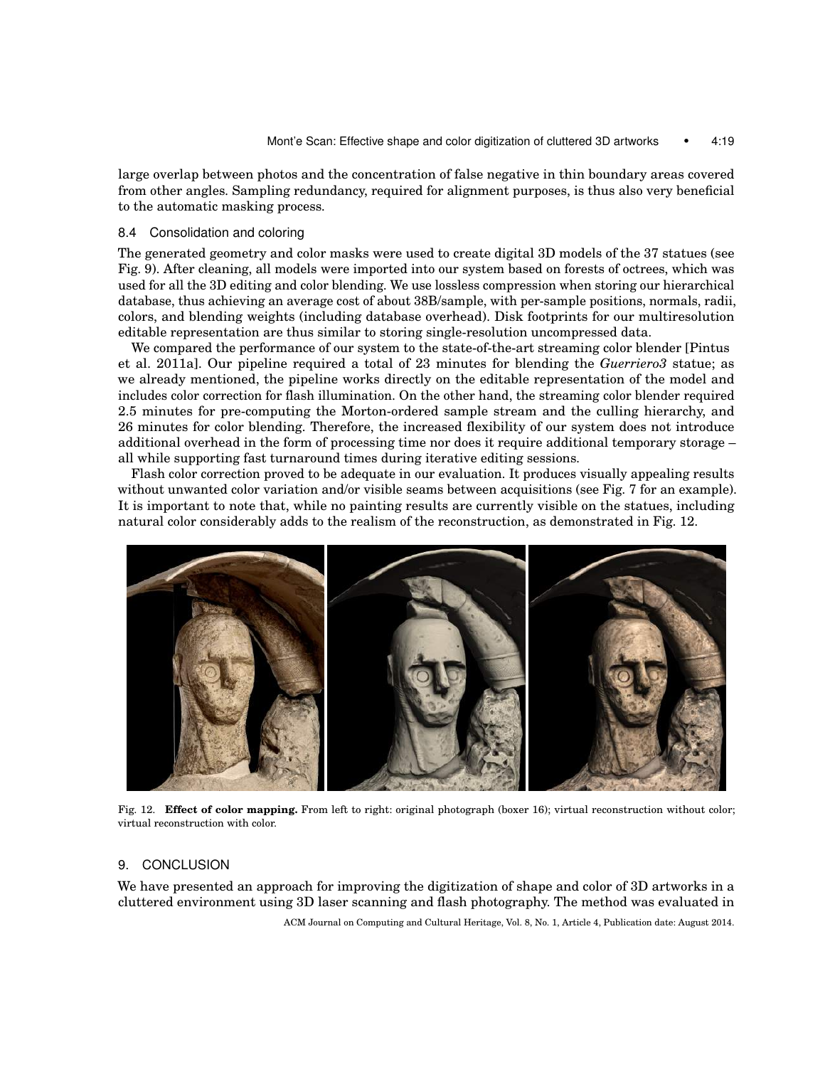large overlap between photos and the concentration of false negative in thin boundary areas covered from other angles. Sampling redundancy, required for alignment purposes, is thus also very beneficial to the automatic masking process.

### 8.4 Consolidation and coloring

The generated geometry and color masks were used to create digital 3D models of the 37 statues (see Fig. 9). After cleaning, all models were imported into our system based on forests of octrees, which was used for all the 3D editing and color blending. We use lossless compression when storing our hierarchical database, thus achieving an average cost of about 38B/sample, with per-sample positions, normals, radii, colors, and blending weights (including database overhead). Disk footprints for our multiresolution editable representation are thus similar to storing single-resolution uncompressed data.

We compared the performance of our system to the state-of-the-art streaming color blender [Pintus et al. 2011a]. Our pipeline required a total of 23 minutes for blending the *Guerriero3* statue; as we already mentioned, the pipeline works directly on the editable representation of the model and includes color correction for flash illumination. On the other hand, the streaming color blender required 2.5 minutes for pre-computing the Morton-ordered sample stream and the culling hierarchy, and 26 minutes for color blending. Therefore, the increased flexibility of our system does not introduce additional overhead in the form of processing time nor does it require additional temporary storage – all while supporting fast turnaround times during iterative editing sessions.

Flash color correction proved to be adequate in our evaluation. It produces visually appealing results without unwanted color variation and/or visible seams between acquisitions (see Fig. 7 for an example). It is important to note that, while no painting results are currently visible on the statues, including natural color considerably adds to the realism of the reconstruction, as demonstrated in Fig. 12.

Fig. 12. **Effect of color mapping.** From left to right: original photograph (boxer 16); virtual reconstruction without color; virtual reconstruction with color.

## 9. CONCLUSION

We have presented an approach for improving the digitization of shape and color of 3D artworks in a cluttered environment using 3D laser scanning and flash photography. The method was evaluated in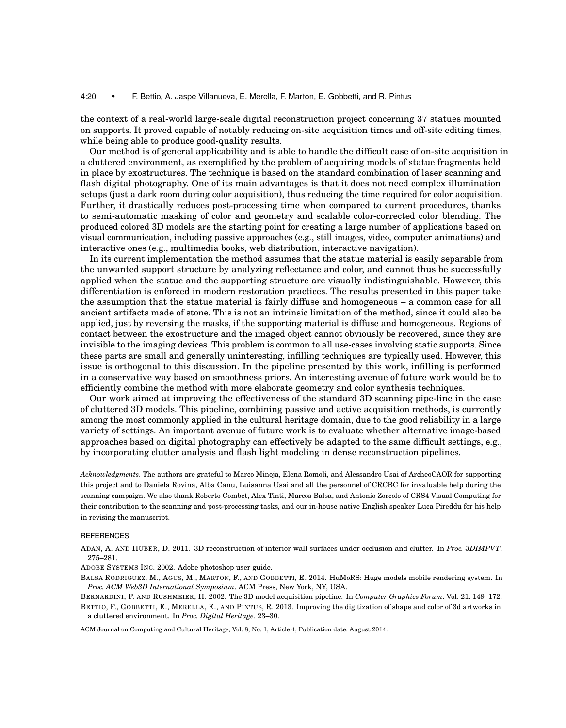the context of a real-world large-scale digital reconstruction project concerning 37 statues mounted on supports. It proved capable of notably reducing on-site acquisition times and off-site editing times, while being able to produce good-quality results.

Our method is of general applicability and is able to handle the difficult case of on-site acquisition in a cluttered environment, as exemplified by the problem of acquiring models of statue fragments held in place by exostructures. The technique is based on the standard combination of laser scanning and flash digital photography. One of its main advantages is that it does not need complex illumination setups (just a dark room during color acquisition), thus reducing the time required for color acquisition. Further, it drastically reduces post-processing time when compared to current procedures, thanks to semi-automatic masking of color and geometry and scalable color-corrected color blending. The produced colored 3D models are the starting point for creating a large number of applications based on visual communication, including passive approaches (e.g., still images, video, computer animations) and interactive ones (e.g., multimedia books, web distribution, interactive navigation).

In its current implementation the method assumes that the statue material is easily separable from the unwanted support structure by analyzing reflectance and color, and cannot thus be successfully applied when the statue and the supporting structure are visually indistinguishable. However, this differentiation is enforced in modern restoration practices. The results presented in this paper take the assumption that the statue material is fairly diffuse and homogeneous – a common case for all ancient artifacts made of stone. This is not an intrinsic limitation of the method, since it could also be applied, just by reversing the masks, if the supporting material is diffuse and homogeneous. Regions of contact between the exostructure and the imaged object cannot obviously be recovered, since they are invisible to the imaging devices. This problem is common to all use-cases involving static supports. Since these parts are small and generally uninteresting, infilling techniques are typically used. However, this issue is orthogonal to this discussion. In the pipeline presented by this work, infilling is performed in a conservative way based on smoothness priors. An interesting avenue of future work would be to efficiently combine the method with more elaborate geometry and color synthesis techniques.

Our work aimed at improving the effectiveness of the standard 3D scanning pipe-line in the case of cluttered 3D models. This pipeline, combining passive and active acquisition methods, is currently among the most commonly applied in the cultural heritage domain, due to the good reliability in a large variety of settings. An important avenue of future work is to evaluate whether alternative image-based approaches based on digital photography can effectively be adapted to the same difficult settings, e.g., by incorporating clutter analysis and flash light modeling in dense reconstruction pipelines.

*Acknowledgments.* The authors are grateful to Marco Minoja, Elena Romoli, and Alessandro Usai of ArcheoCAOR for supporting this project and to Daniela Rovina, Alba Canu, Luisanna Usai and all the personnel of CRCBC for invaluable help during the scanning campaign. We also thank Roberto Combet, Alex Tinti, Marcos Balsa, and Antonio Zorcolo of CRS4 Visual Computing for their contribution to the scanning and post-processing tasks, and our in-house native English speaker Luca Pireddu for his help in revising the manuscript.

## REFERENCES

ADAN, A. AND HUBER, D. 2011. 3D reconstruction of interior wall surfaces under occlusion and clutter. In *Proc. 3DIMPVT*. 275–281.

ADOBE SYSTEMS INC. 2002. Adobe photoshop user guide.

BALSA RODRIGUEZ, M., AGUS, M., MARTON, F., AND GOBBETTI, E. 2014. HuMoRS: Huge models mobile rendering system. In *Proc. ACM Web3D International Symposium*. ACM Press, New York, NY, USA.

BERNARDINI, F. AND RUSHMEIER, H. 2002. The 3D model acquisition pipeline. In *Computer Graphics Forum*. Vol. 21. 149–172.

BETTIO, F., GOBBETTI, E., MERELLA, E., AND PINTUS, R. 2013. Improving the digitization of shape and color of 3d artworks in a cluttered environment. In *Proc. Digital Heritage*. 23–30.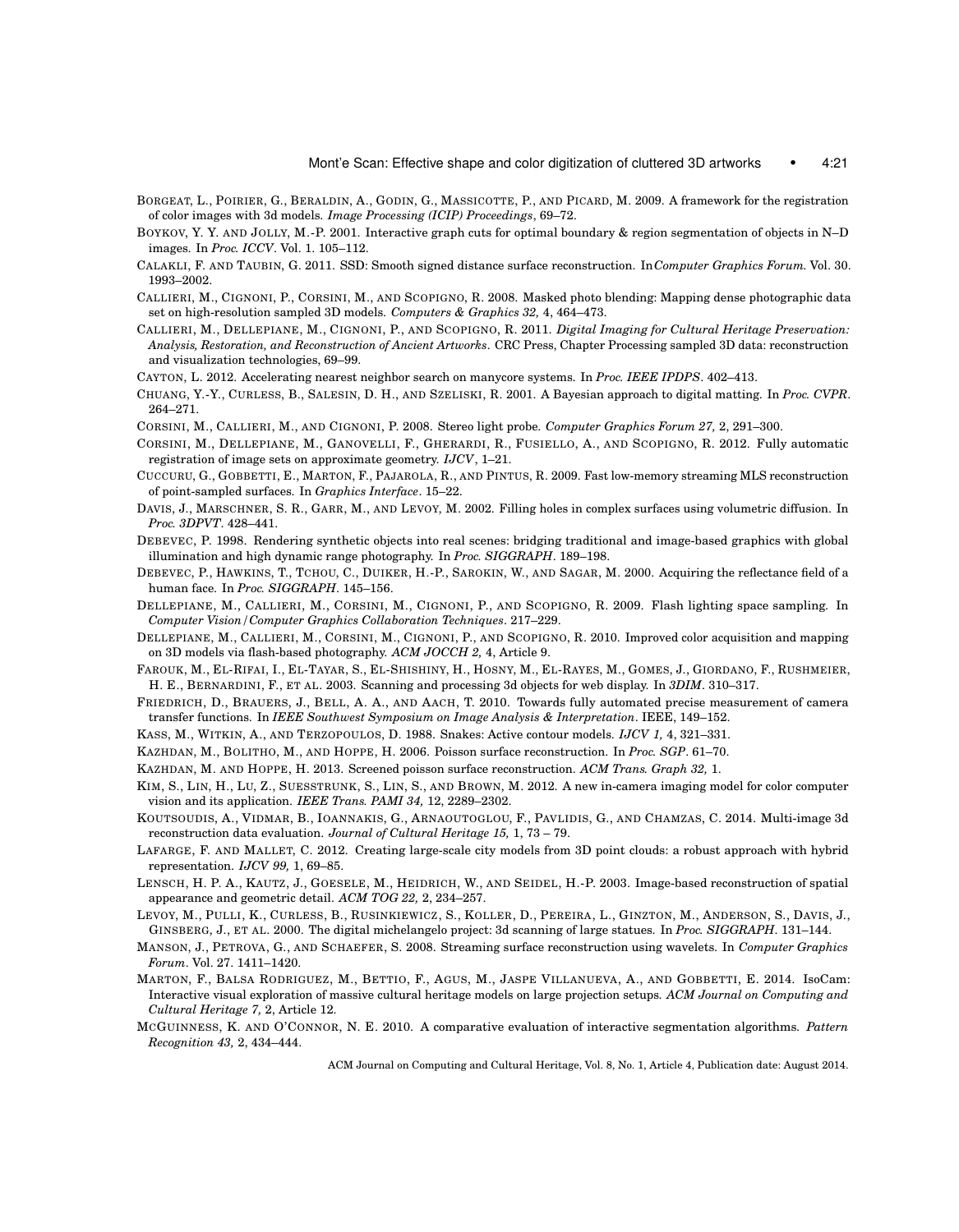BORGEAT, L., POIRIER, G., BERALDIN, A., GODIN, G., MASSICOTTE, P., AND PICARD, M. 2009. A framework for the registration of color images with 3d models. *Image Processing (ICIP) Proceedings*, 69–72.

BOYKOV, Y. Y. AND JOLLY, M.-P. 2001. Interactive graph cuts for optimal boundary & region segmentation of objects in N–D images. In *Proc. ICCV*. Vol. 1. 105–112.

CALAKLI, F. AND TAUBIN, G. 2011. SSD: Smooth signed distance surface reconstruction. In*Computer Graphics Forum*. Vol. 30. 1993–2002.

CALLIERI, M., CIGNONI, P., CORSINI, M., AND SCOPIGNO, R. 2008. Masked photo blending: Mapping dense photographic data set on high-resolution sampled 3D models. *Computers & Graphics 32,* 4, 464–473.

CALLIERI, M., DELLEPIANE, M., CIGNONI, P., AND SCOPIGNO, R. 2011. *Digital Imaging for Cultural Heritage Preservation: Analysis, Restoration, and Reconstruction of Ancient Artworks*. CRC Press, Chapter Processing sampled 3D data: reconstruction and visualization technologies, 69–99.

CAYTON, L. 2012. Accelerating nearest neighbor search on manycore systems. In *Proc. IEEE IPDPS*. 402–413.

CHUANG, Y.-Y., CURLESS, B., SALESIN, D. H., AND SZELISKI, R. 2001. A Bayesian approach to digital matting. In *Proc. CVPR*. 264–271.

CORSINI, M., CALLIERI, M., AND CIGNONI, P. 2008. Stereo light probe. *Computer Graphics Forum 27,* 2, 291–300.

CORSINI, M., DELLEPIANE, M., GANOVELLI, F., GHERARDI, R., FUSIELLO, A., AND SCOPIGNO, R. 2012. Fully automatic registration of image sets on approximate geometry. *IJCV*, 1–21.

CUCCURU, G., GOBBETTI, E., MARTON, F., PAJAROLA, R., AND PINTUS, R. 2009. Fast low-memory streaming MLS reconstruction of point-sampled surfaces. In *Graphics Interface*. 15–22.

DAVIS, J., MARSCHNER, S. R., GARR, M., AND LEVOY, M. 2002. Filling holes in complex surfaces using volumetric diffusion. In *Proc. 3DPVT*. 428–441.

DEBEVEC, P. 1998. Rendering synthetic objects into real scenes: bridging traditional and image-based graphics with global illumination and high dynamic range photography. In *Proc. SIGGRAPH*. 189–198.

DEBEVEC, P., HAWKINS, T., TCHOU, C., DUIKER, H.-P., SAROKIN, W., AND SAGAR, M. 2000. Acquiring the reflectance field of a human face. In *Proc. SIGGRAPH*. 145–156.

DELLEPIANE, M., CALLIERI, M., CORSINI, M., CIGNONI, P., AND SCOPIGNO, R. 2009. Flash lighting space sampling. In *Computer Vision/Computer Graphics Collaboration Techniques*. 217–229.

DELLEPIANE, M., CALLIERI, M., CORSINI, M., CIGNONI, P., AND SCOPIGNO, R. 2010. Improved color acquisition and mapping on 3D models via flash-based photography. *ACM JOCCH 2,* 4, Article 9.

FAROUK, M., EL-RIFAI, I., EL-TAYAR, S., EL-SHISHINY, H., HOSNY, M., EL-RAYES, M., GOMES, J., GIORDANO, F., RUSHMEIER, H. E., BERNARDINI, F., ET AL. 2003. Scanning and processing 3d objects for web display. In *3DIM*. 310–317.

FRIEDRICH, D., BRAUERS, J., BELL, A. A., AND AACH, T. 2010. Towards fully automated precise measurement of camera transfer functions. In *IEEE Southwest Symposium on Image Analysis & Interpretation*. IEEE, 149–152.

KASS, M., WITKIN, A., AND TERZOPOULOS, D. 1988. Snakes: Active contour models. *IJCV 1,* 4, 321–331.

KAZHDAN, M., BOLITHO, M., AND HOPPE, H. 2006. Poisson surface reconstruction. In *Proc. SGP*. 61–70.

KAZHDAN, M. AND HOPPE, H. 2013. Screened poisson surface reconstruction. *ACM Trans. Graph 32,* 1.

KIM, S., LIN, H., LU, Z., SUESSTRUNK, S., LIN, S., AND BROWN, M. 2012. A new in-camera imaging model for color computer vision and its application. *IEEE Trans. PAMI 34,* 12, 2289–2302.

KOUTSOUDIS, A., VIDMAR, B., IOANNAKIS, G., ARNAOUTOGLOU, F., PAVLIDIS, G., AND CHAMZAS, C. 2014. Multi-image 3d reconstruction data evaluation. *Journal of Cultural Heritage 15,* 1, 73 – 79.

LAFARGE, F. AND MALLET, C. 2012. Creating large-scale city models from 3D point clouds: a robust approach with hybrid representation. *IJCV 99,* 1, 69–85.

LENSCH, H. P. A., KAUTZ, J., GOESELE, M., HEIDRICH, W., AND SEIDEL, H.-P. 2003. Image-based reconstruction of spatial appearance and geometric detail. *ACM TOG 22,* 2, 234–257.

LEVOY, M., PULLI, K., CURLESS, B., RUSINKIEWICZ, S., KOLLER, D., PEREIRA, L., GINZTON, M., ANDERSON, S., DAVIS, J., GINSBERG, J., ET AL. 2000. The digital michelangelo project: 3d scanning of large statues. In *Proc. SIGGRAPH*. 131–144.

MANSON, J., PETROVA, G., AND SCHAEFER, S. 2008. Streaming surface reconstruction using wavelets. In *Computer Graphics Forum*. Vol. 27. 1411–1420.

MARTON, F., BALSA RODRIGUEZ, M., BETTIO, F., AGUS, M., JASPE VILLANUEVA, A., AND GOBBETTI, E. 2014. IsoCam: Interactive visual exploration of massive cultural heritage models on large projection setups. *ACM Journal on Computing and Cultural Heritage 7,* 2, Article 12.

MCGUINNESS, K. AND O'CONNOR, N. E. 2010. A comparative evaluation of interactive segmentation algorithms. *Pattern Recognition 43,* 2, 434–444.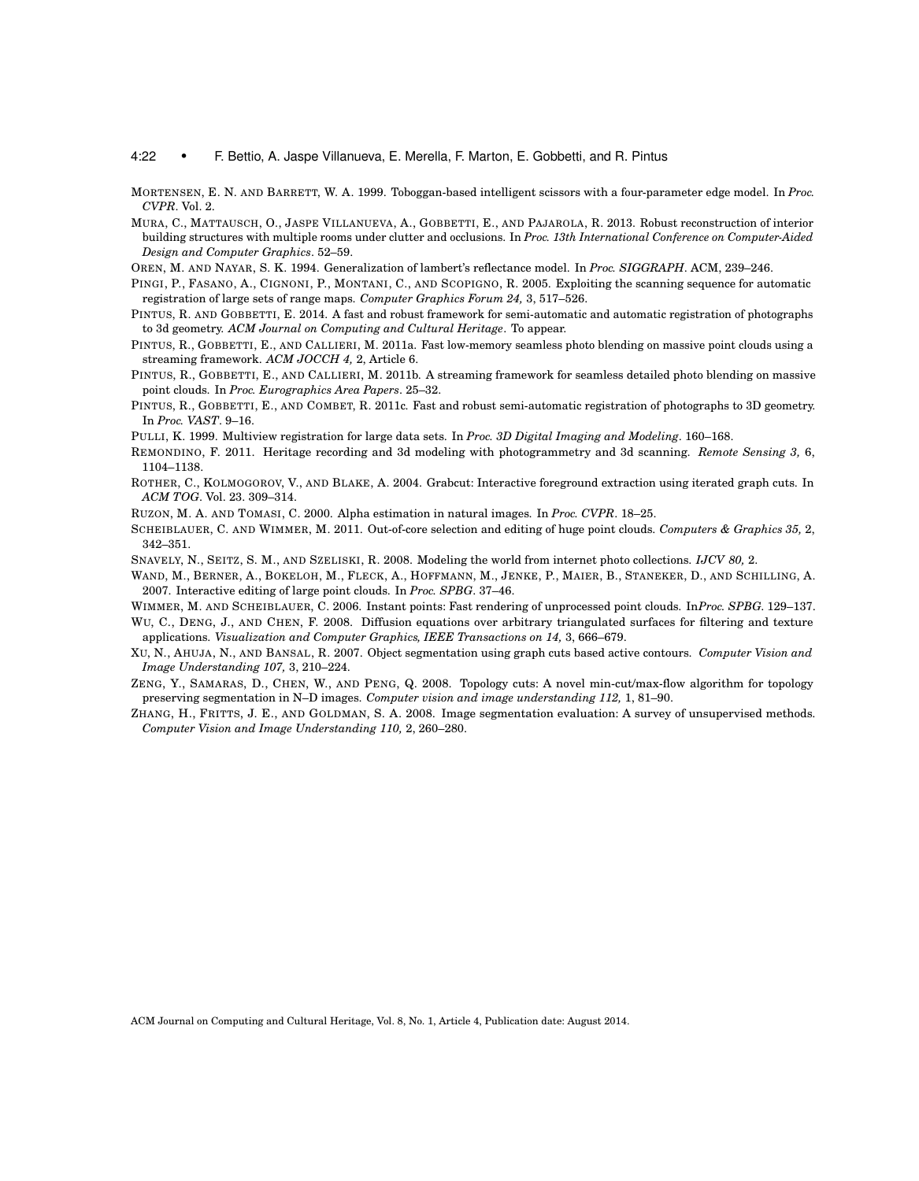MORTENSEN, E. N. AND BARRETT, W. A. 1999. Toboggan-based intelligent scissors with a four-parameter edge model. In *Proc. CVPR*. Vol. 2.

MURA, C., MATTAUSCH, O., JASPE VILLANUEVA, A., GOBBETTI, E., AND PAJAROLA, R. 2013. Robust reconstruction of interior building structures with multiple rooms under clutter and occlusions. In *Proc. 13th International Conference on Computer-Aided Design and Computer Graphics*. 52–59.

OREN, M. AND NAYAR, S. K. 1994. Generalization of lambert's reflectance model. In *Proc. SIGGRAPH*. ACM, 239–246.

PINGI, P., FASANO, A., CIGNONI, P., MONTANI, C., AND SCOPIGNO, R. 2005. Exploiting the scanning sequence for automatic registration of large sets of range maps. *Computer Graphics Forum 24,* 3, 517–526.

PINTUS, R. AND GOBBETTI, E. 2014. A fast and robust framework for semi-automatic and automatic registration of photographs to 3d geometry. *ACM Journal on Computing and Cultural Heritage*. To appear.

PINTUS, R., GOBBETTI, E., AND CALLIERI, M. 2011a. Fast low-memory seamless photo blending on massive point clouds using a streaming framework. *ACM JOCCH 4,* 2, Article 6.

PINTUS, R., GOBBETTI, E., AND CALLIERI, M. 2011b. A streaming framework for seamless detailed photo blending on massive point clouds. In *Proc. Eurographics Area Papers*. 25–32.

PINTUS, R., GOBBETTI, E., AND COMBET, R. 2011c. Fast and robust semi-automatic registration of photographs to 3D geometry. In *Proc. VAST*. 9–16.

PULLI, K. 1999. Multiview registration for large data sets. In *Proc. 3D Digital Imaging and Modeling*. 160–168.

REMONDINO, F. 2011. Heritage recording and 3d modeling with photogrammetry and 3d scanning. *Remote Sensing 3,* 6, 1104–1138.

ROTHER, C., KOLMOGOROV, V., AND BLAKE, A. 2004. Grabcut: Interactive foreground extraction using iterated graph cuts. In *ACM TOG*. Vol. 23. 309–314.

RUZON, M. A. AND TOMASI, C. 2000. Alpha estimation in natural images. In *Proc. CVPR*. 18–25.

SCHEIBLAUER, C. AND WIMMER, M. 2011. Out-of-core selection and editing of huge point clouds. *Computers & Graphics 35,* 2, 342–351.

SNAVELY, N., SEITZ, S. M., AND SZELISKI, R. 2008. Modeling the world from internet photo collections. *IJCV 80,* 2.

WAND, M., BERNER, A., BOKELOH, M., FLECK, A., HOFFMANN, M., JENKE, P., MAIER, B., STANEKER, D., AND SCHILLING, A. 2007. Interactive editing of large point clouds. In *Proc. SPBG*. 37–46.

WIMMER, M. AND SCHEIBLAUER, C. 2006. Instant points: Fast rendering of unprocessed point clouds. In*Proc. SPBG*. 129–137.

WU, C., DENG, J., AND CHEN, F. 2008. Diffusion equations over arbitrary triangulated surfaces for filtering and texture applications. *Visualization and Computer Graphics, IEEE Transactions on 14,* 3, 666–679.

XU, N., AHUJA, N., AND BANSAL, R. 2007. Object segmentation using graph cuts based active contours. *Computer Vision and Image Understanding 107,* 3, 210–224.

ZENG, Y., SAMARAS, D., CHEN, W., AND PENG, Q. 2008. Topology cuts: A novel min-cut/max-flow algorithm for topology preserving segmentation in N–D images. *Computer vision and image understanding 112,* 1, 81–90.

ZHANG, H., FRITTS, J. E., AND GOLDMAN, S. A. 2008. Image segmentation evaluation: A survey of unsupervised methods. *Computer Vision and Image Understanding 110,* 2, 260–280.